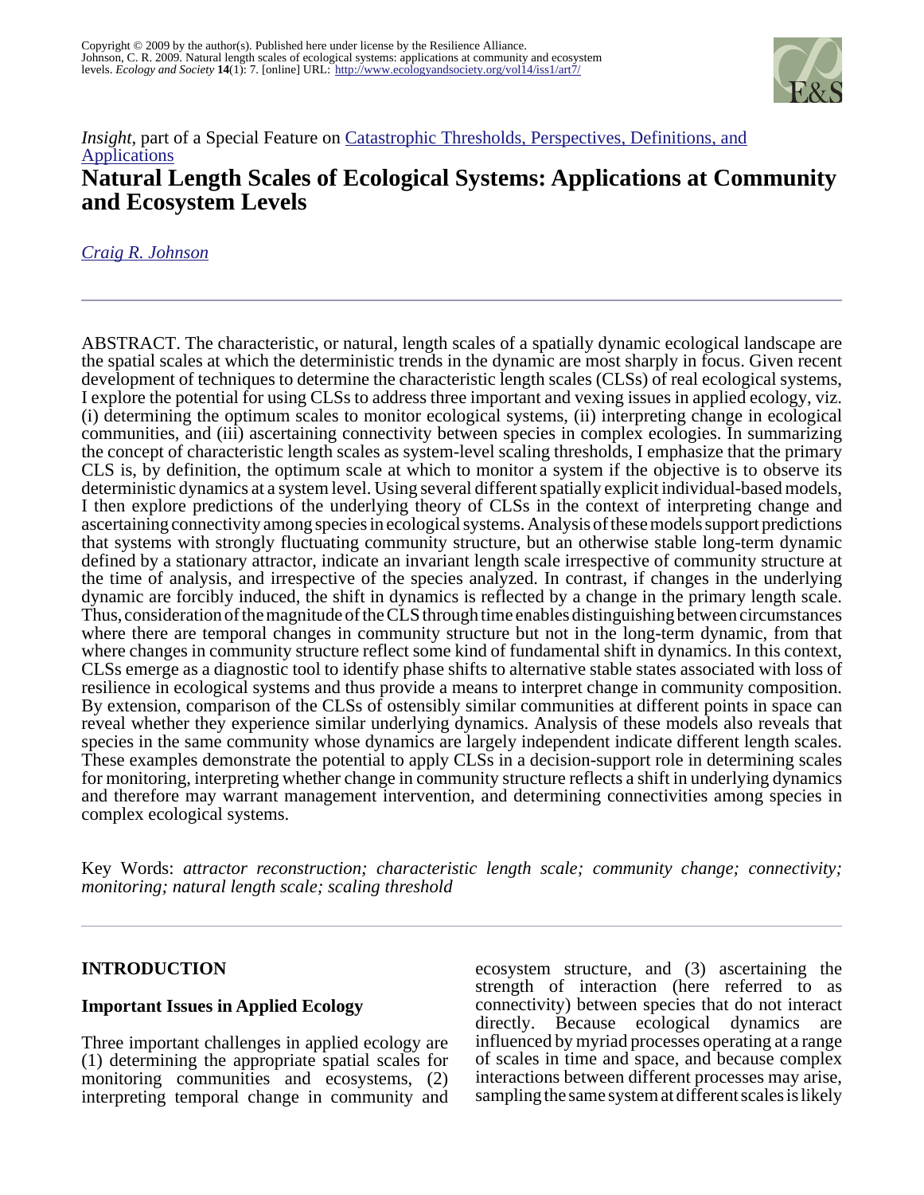Copyright © 2009 by the author(s). Published here under license by the Resilience Alliance.
Johnson, C. R. 2009. Natural length scales of ecological systems: applications at community and ecosystem levels. *Ecology and Society* **14**(1): 7. [online] URL: http://www.ecologyandsociety.org/vol14/iss1/art7/

*Insight*, part of a Special Feature on Catastrophic Thresholds, Perspectives, Definitions, and Applications

# Natural Length Scales of Ecological Systems: Applications at Community and Ecosystem Levels

*Craig R. Johnson*

ABSTRACT. The characteristic, or natural, length scales of a spatially dynamic ecological landscape are the spatial scales at which the deterministic trends in the dynamic are most sharply in focus. Given recent development of techniques to determine the characteristic length scales (CLSs) of real ecological systems, I explore the potential for using CLSs to address three important and vexing issues in applied ecology, viz. (i) determining the optimum scales to monitor ecological systems, (ii) interpreting change in ecological communities, and (iii) ascertaining connectivity between species in complex ecologies. In summarizing the concept of characteristic length scales as system-level scaling thresholds, I emphasize that the primary CLS is, by definition, the optimum scale at which to monitor a system if the objective is to observe its deterministic dynamics at a system level. Using several different spatially explicit individual-based models, I then explore predictions of the underlying theory of CLSs in the context of interpreting change and ascertaining connectivity among species in ecological systems. Analysis of these models support predictions that systems with strongly fluctuating community structure, but an otherwise stable long-term dynamic defined by a stationary attractor, indicate an invariant length scale irrespective of community structure at the time of analysis, and irrespective of the species analyzed. In contrast, if changes in the underlying dynamic are forcibly induced, the shift in dynamics is reflected by a change in the primary length scale. Thus, consideration of the magnitude of the CLS through time enables distinguishing between circumstances where there are temporal changes in community structure but not in the long-term dynamic, from that where changes in community structure reflect some kind of fundamental shift in dynamics. In this context, CLSs emerge as a diagnostic tool to identify phase shifts to alternative stable states associated with loss of resilience in ecological systems and thus provide a means to interpret change in community composition. By extension, comparison of the CLSs of ostensibly similar communities at different points in space can reveal whether they experience similar underlying dynamics. Analysis of these models also reveals that species in the same community whose dynamics are largely independent indicate different length scales. These examples demonstrate the potential to apply CLSs in a decision-support role in determining scales for monitoring, interpreting whether change in community structure reflects a shift in underlying dynamics and therefore may warrant management intervention, and determining connectivities among species in complex ecological systems.

Key Words: *attractor reconstruction; characteristic length scale; community change; connectivity; monitoring; natural length scale; scaling threshold*

## INTRODUCTION

### Important Issues in Applied Ecology

Three important challenges in applied ecology are (1) determining the appropriate spatial scales for monitoring communities and ecosystems, (2) interpreting temporal change in community and ecosystem structure, and (3) ascertaining the strength of interaction (here referred to as connectivity) between species that do not interact directly. Because ecological dynamics are influenced by myriad processes operating at a range of scales in time and space, and because complex interactions between different processes may arise, sampling the same system at different scales is likely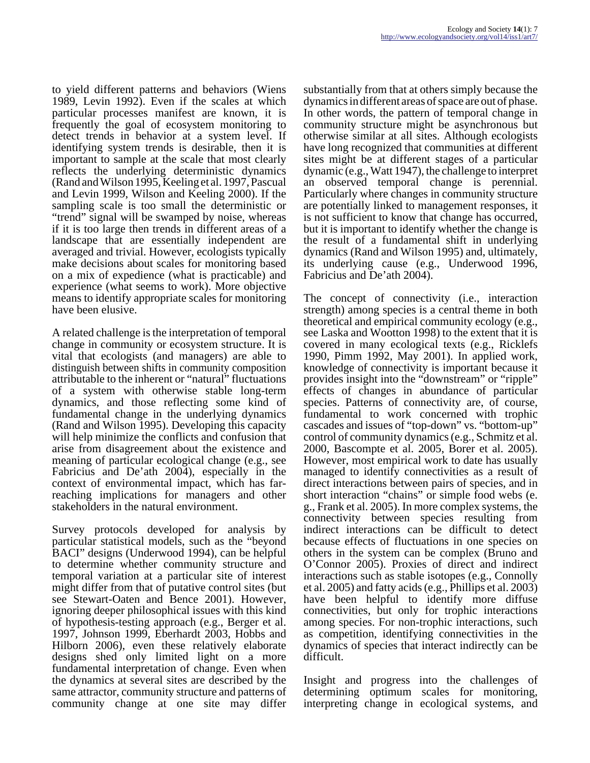to yield different patterns and behaviors (Wiens 1989, Levin 1992). Even if the scales at which particular processes manifest are known, it is frequently the goal of ecosystem monitoring to detect trends in behavior at a system level. If identifying system trends is desirable, then it is important to sample at the scale that most clearly reflects the underlying deterministic dynamics (Rand and Wilson 1995, Keeling et al. 1997, Pascual and Levin 1999, Wilson and Keeling 2000). If the sampling scale is too small the deterministic or "trend" signal will be swamped by noise, whereas if it is too large then trends in different areas of a landscape that are essentially independent are averaged and trivial. However, ecologists typically make decisions about scales for monitoring based on a mix of expedience (what is practicable) and experience (what seems to work). More objective means to identify appropriate scales for monitoring have been elusive.

A related challenge is the interpretation of temporal change in community or ecosystem structure. It is vital that ecologists (and managers) are able to distinguish between shifts in community composition attributable to the inherent or "natural" fluctuations of a system with otherwise stable long-term dynamics, and those reflecting some kind of fundamental change in the underlying dynamics (Rand and Wilson 1995). Developing this capacity will help minimize the conflicts and confusion that arise from disagreement about the existence and meaning of particular ecological change (e.g., see Fabricius and De'ath 2004), especially in the context of environmental impact, which has far-reaching implications for managers and other stakeholders in the natural environment.

Survey protocols developed for analysis by particular statistical models, such as the "beyond BACI" designs (Underwood 1994), can be helpful to determine whether community structure and temporal variation at a particular site of interest might differ from that of putative control sites (but see Stewart-Oaten and Bence 2001). However, ignoring deeper philosophical issues with this kind of hypothesis-testing approach (e.g., Berger et al. 1997, Johnson 1999, Eberhardt 2003, Hobbs and Hilborn 2006), even these relatively elaborate designs shed only limited light on a more fundamental interpretation of change. Even when the dynamics at several sites are described by the same attractor, community structure and patterns of community change at one site may differ substantially from that at others simply because the dynamics in different areas of space are out of phase. In other words, the pattern of temporal change in community structure might be asynchronous but otherwise similar at all sites. Although ecologists have long recognized that communities at different sites might be at different stages of a particular dynamic (e.g., Watt 1947), the challenge to interpret an observed temporal change is perennial. Particularly where changes in community structure are potentially linked to management responses, it is not sufficient to know that change has occurred, but it is important to identify whether the change is the result of a fundamental shift in underlying dynamics (Rand and Wilson 1995) and, ultimately, its underlying cause (e.g., Underwood 1996, Fabricius and De'ath 2004).

The concept of connectivity (i.e., interaction strength) among species is a central theme in both theoretical and empirical community ecology (e.g., see Laska and Wootton 1998) to the extent that it is covered in many ecological texts (e.g., Ricklefs 1990, Pimm 1992, May 2001). In applied work, knowledge of connectivity is important because it provides insight into the "downstream" or "ripple" effects of changes in abundance of particular species. Patterns of connectivity are, of course, fundamental to work concerned with trophic cascades and issues of "top-down" vs. "bottom-up" control of community dynamics (e.g., Schmitz et al. 2000, Bascompte et al. 2005, Borer et al. 2005). However, most empirical work to date has usually managed to identify connectivities as a result of direct interactions between pairs of species, and in short interaction "chains" or simple food webs (e.g., Frank et al. 2005). In more complex systems, the connectivity between species resulting from indirect interactions can be difficult to detect because effects of fluctuations in one species on others in the system can be complex (Bruno and O'Connor 2005). Proxies of direct and indirect interactions such as stable isotopes (e.g., Connolly et al. 2005) and fatty acids (e.g., Phillips et al. 2003) have been helpful to identify more diffuse connectivities, but only for trophic interactions among species. For non-trophic interactions, such as competition, identifying connectivities in the dynamics of species that interact indirectly can be difficult.

Insight and progress into the challenges of determining optimum scales for monitoring, interpreting change in ecological systems, and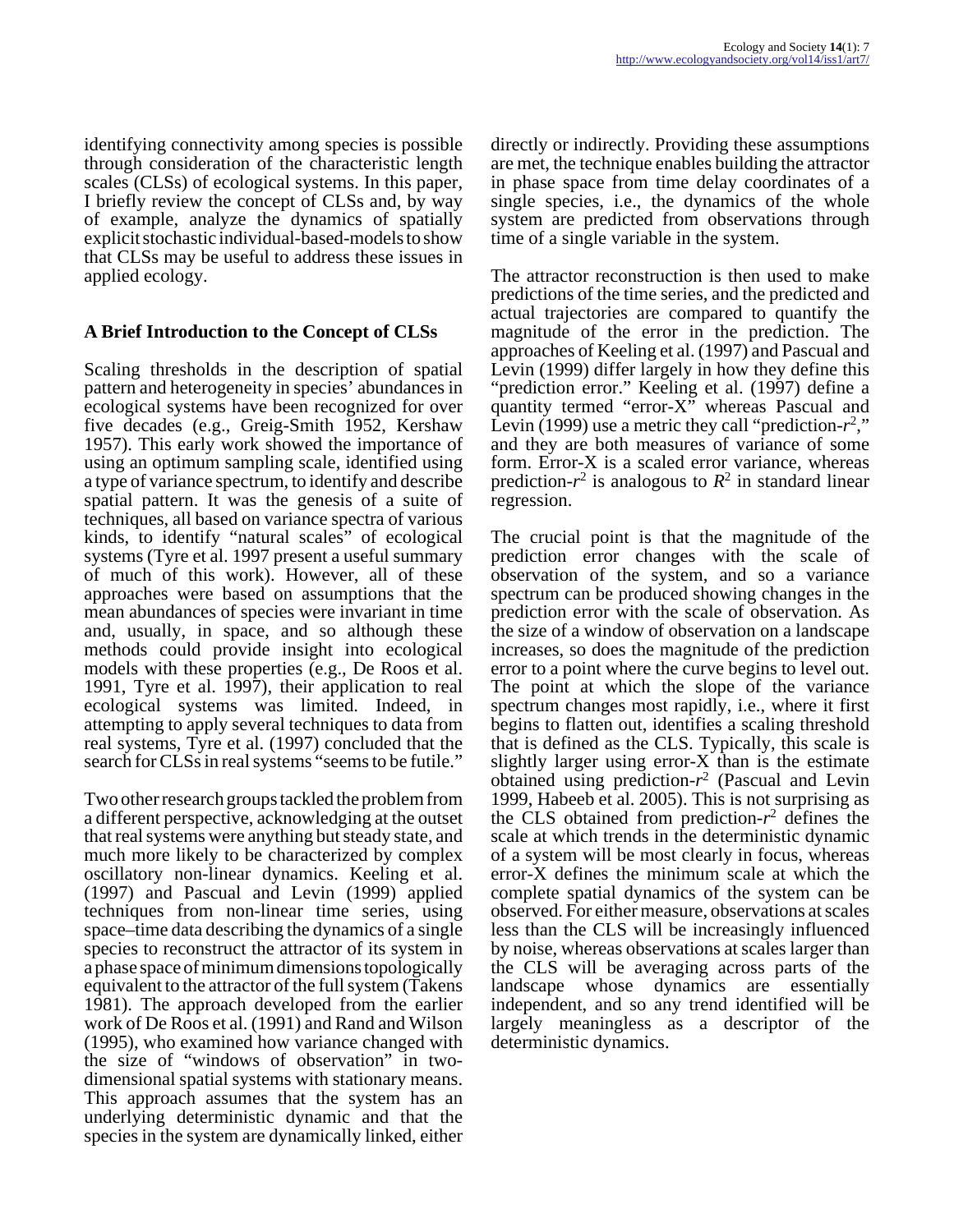identifying connectivity among species is possible through consideration of the characteristic length scales (CLSs) of ecological systems. In this paper, I briefly review the concept of CLSs and, by way of example, analyze the dynamics of spatially explicit stochastic individual-based-models to show that CLSs may be useful to address these issues in applied ecology.

## A Brief Introduction to the Concept of CLSs

Scaling thresholds in the description of spatial pattern and heterogeneity in species' abundances in ecological systems have been recognized for over five decades (e.g., Greig-Smith 1952, Kershaw 1957). This early work showed the importance of using an optimum sampling scale, identified using a type of variance spectrum, to identify and describe spatial pattern. It was the genesis of a suite of techniques, all based on variance spectra of various kinds, to identify "natural scales" of ecological systems (Tyre et al. 1997 present a useful summary of much of this work). However, all of these approaches were based on assumptions that the mean abundances of species were invariant in time and, usually, in space, and so although these methods could provide insight into ecological models with these properties (e.g., De Roos et al. 1991, Tyre et al. 1997), their application to real ecological systems was limited. Indeed, in attempting to apply several techniques to data from real systems, Tyre et al. (1997) concluded that the search for CLSs in real systems "seems to be futile."

Two other research groups tackled the problem from a different perspective, acknowledging at the outset that real systems were anything but steady state, and much more likely to be characterized by complex oscillatory non-linear dynamics. Keeling et al. (1997) and Pascual and Levin (1999) applied techniques from non-linear time series, using space–time data describing the dynamics of a single species to reconstruct the attractor of its system in a phase space of minimum dimensions topologically equivalent to the attractor of the full system (Takens 1981). The approach developed from the earlier work of De Roos et al. (1991) and Rand and Wilson (1995), who examined how variance changed with the size of "windows of observation" in two-dimensional spatial systems with stationary means. This approach assumes that the system has an underlying deterministic dynamic and that the species in the system are dynamically linked, either directly or indirectly. Providing these assumptions are met, the technique enables building the attractor in phase space from time delay coordinates of a single species, i.e., the dynamics of the whole system are predicted from observations through time of a single variable in the system.

The attractor reconstruction is then used to make predictions of the time series, and the predicted and actual trajectories are compared to quantify the magnitude of the error in the prediction. The approaches of Keeling et al. (1997) and Pascual and Levin (1999) differ largely in how they define this "prediction error." Keeling et al. (1997) define a quantity termed "error-X" whereas Pascual and Levin (1999) use a metric they call "prediction-$r^2$," and they are both measures of variance of some form. Error-X is a scaled error variance, whereas prediction-$r^2$ is analogous to $R^2$ in standard linear regression.

The crucial point is that the magnitude of the prediction error changes with the scale of observation of the system, and so a variance spectrum can be produced showing changes in the prediction error with the scale of observation. As the size of a window of observation on a landscape increases, so does the magnitude of the prediction error to a point where the curve begins to level out. The point at which the slope of the variance spectrum changes most rapidly, i.e., where it first begins to flatten out, identifies a scaling threshold that is defined as the CLS. Typically, this scale is slightly larger using error-X than is the estimate obtained using prediction-$r^2$ (Pascual and Levin 1999, Habeeb et al. 2005). This is not surprising as the CLS obtained from prediction-$r^2$ defines the scale at which trends in the deterministic dynamic of a system will be most clearly in focus, whereas error-X defines the minimum scale at which the complete spatial dynamics of the system can be observed. For either measure, observations at scales less than the CLS will be increasingly influenced by noise, whereas observations at scales larger than the CLS will be averaging across parts of the landscape whose dynamics are essentially independent, and so any trend identified will be largely meaningless as a descriptor of the deterministic dynamics.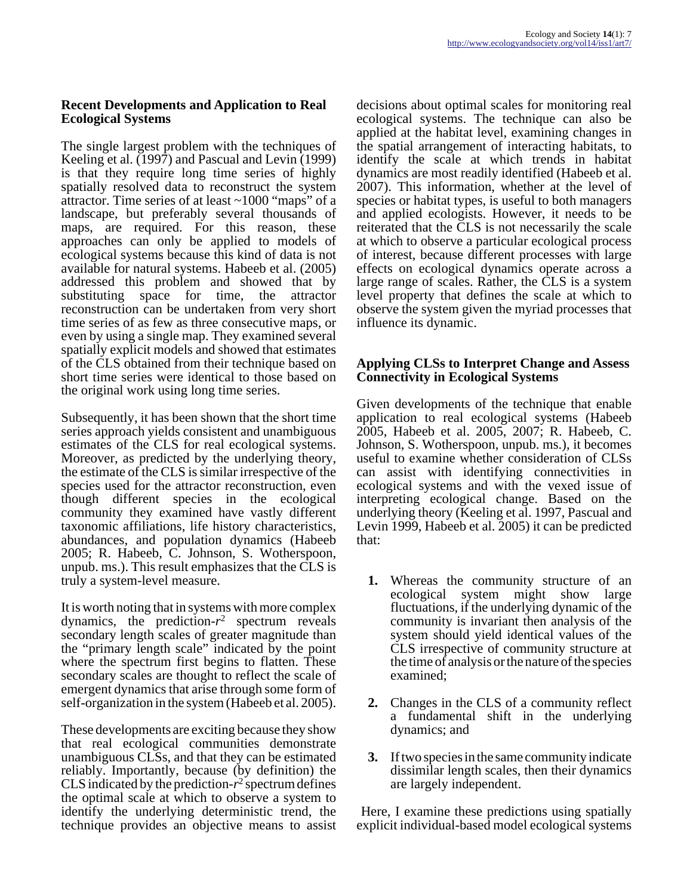### Recent Developments and Application to Real Ecological Systems

The single largest problem with the techniques of Keeling et al. (1997) and Pascual and Levin (1999) is that they require long time series of highly spatially resolved data to reconstruct the system attractor. Time series of at least ~1000 "maps" of a landscape, but preferably several thousands of maps, are required. For this reason, these approaches can only be applied to models of ecological systems because this kind of data is not available for natural systems. Habeeb et al. (2005) addressed this problem and showed that by substituting space for time, the attractor reconstruction can be undertaken from very short time series of as few as three consecutive maps, or even by using a single map. They examined several spatially explicit models and showed that estimates of the CLS obtained from their technique based on short time series were identical to those based on the original work using long time series.

Subsequently, it has been shown that the short time series approach yields consistent and unambiguous estimates of the CLS for real ecological systems. Moreover, as predicted by the underlying theory, the estimate of the CLS is similar irrespective of the species used for the attractor reconstruction, even though different species in the ecological community they examined have vastly different taxonomic affiliations, life history characteristics, abundances, and population dynamics (Habeeb 2005; R. Habeeb, C. Johnson, S. Wotherspoon, unpub. ms.). This result emphasizes that the CLS is truly a system-level measure.

It is worth noting that in systems with more complex dynamics, the prediction-$r^2$ spectrum reveals secondary length scales of greater magnitude than the "primary length scale" indicated by the point where the spectrum first begins to flatten. These secondary scales are thought to reflect the scale of emergent dynamics that arise through some form of self-organization in the system (Habeeb et al. 2005).

These developments are exciting because they show that real ecological communities demonstrate unambiguous CLSs, and that they can be estimated reliably. Importantly, because (by definition) the CLS indicated by the prediction-$r^2$ spectrum defines the optimal scale at which to observe a system to identify the underlying deterministic trend, the technique provides an objective means to assist decisions about optimal scales for monitoring real ecological systems. The technique can also be applied at the habitat level, examining changes in the spatial arrangement of interacting habitats, to identify the scale at which trends in habitat dynamics are most readily identified (Habeeb et al. 2007). This information, whether at the level of species or habitat types, is useful to both managers and applied ecologists. However, it needs to be reiterated that the CLS is not necessarily the scale at which to observe a particular ecological process of interest, because different processes with large effects on ecological dynamics operate across a large range of scales. Rather, the CLS is a system level property that defines the scale at which to observe the system given the myriad processes that influence its dynamic.

### Applying CLSs to Interpret Change and Assess Connectivity in Ecological Systems

Given developments of the technique that enable application to real ecological systems (Habeeb 2005, Habeeb et al. 2005, 2007; R. Habeeb, C. Johnson, S. Wotherspoon, unpub. ms.), it becomes useful to examine whether consideration of CLSs can assist with identifying connectivities in ecological systems and with the vexed issue of interpreting ecological change. Based on the underlying theory (Keeling et al. 1997, Pascual and Levin 1999, Habeeb et al. 2005) it can be predicted that:

1. Whereas the community structure of an ecological system might show large fluctuations, if the underlying dynamic of the community is invariant then analysis of the system should yield identical values of the CLS irrespective of community structure at the time of analysis or the nature of the species examined;
2. Changes in the CLS of a community reflect a fundamental shift in the underlying dynamics; and
3. If two species in the same community indicate dissimilar length scales, then their dynamics are largely independent.

Here, I examine these predictions using spatially explicit individual-based model ecological systems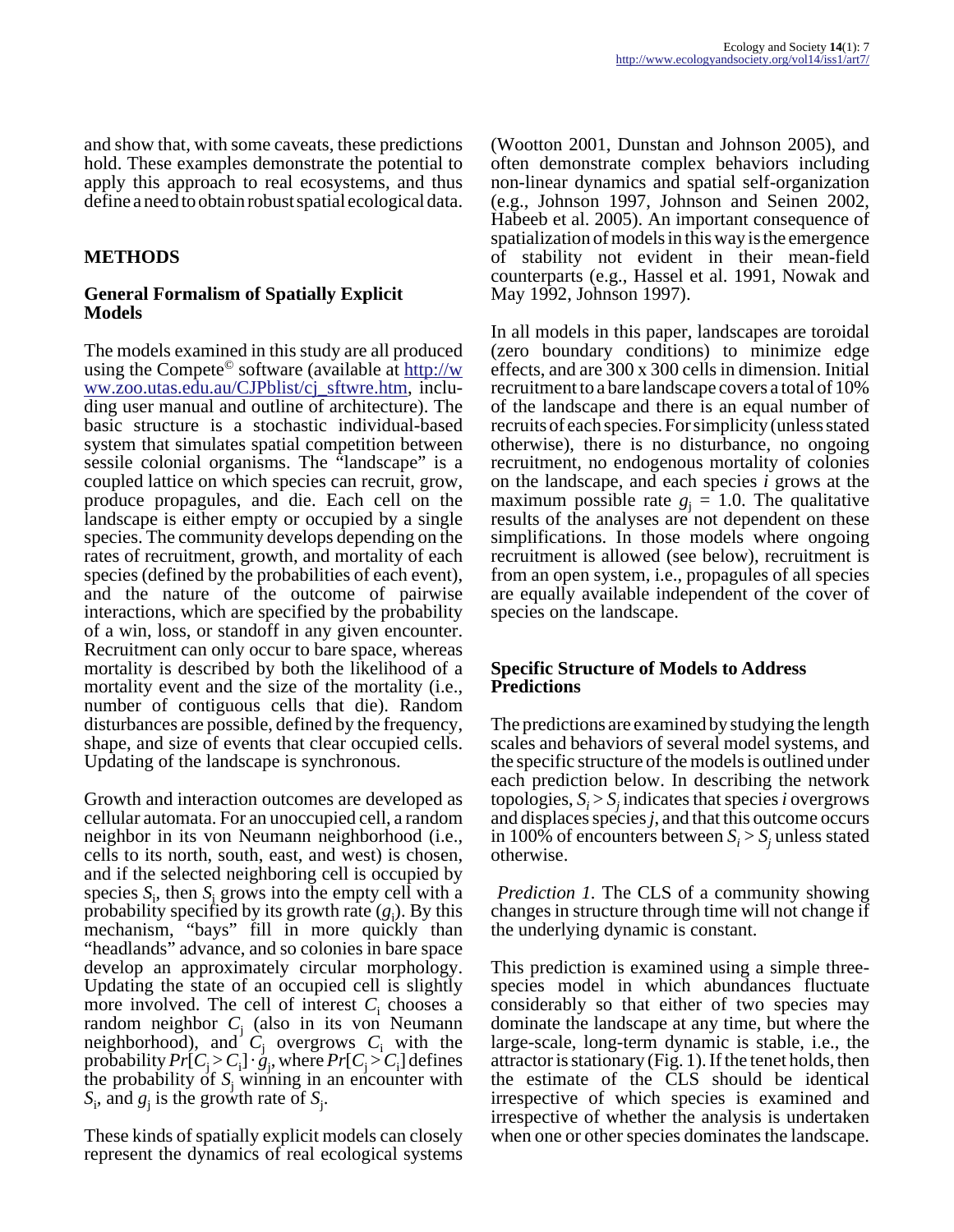and show that, with some caveats, these predictions hold. These examples demonstrate the potential to apply this approach to real ecosystems, and thus define a need to obtain robust spatial ecological data.

## METHODS

### General Formalism of Spatially Explicit Models

The models examined in this study are all produced using the Compete© software (available at http://www.zoo.utas.edu.au/CJPblist/cj_sftwre.htm, including user manual and outline of architecture). The basic structure is a stochastic individual-based system that simulates spatial competition between sessile colonial organisms. The "landscape" is a coupled lattice on which species can recruit, grow, produce propagules, and die. Each cell on the landscape is either empty or occupied by a single species. The community develops depending on the rates of recruitment, growth, and mortality of each species (defined by the probabilities of each event), and the nature of the outcome of pairwise interactions, which are specified by the probability of a win, loss, or standoff in any given encounter. Recruitment can only occur to bare space, whereas mortality is described by both the likelihood of a mortality event and the size of the mortality (i.e., number of contiguous cells that die). Random disturbances are possible, defined by the frequency, shape, and size of events that clear occupied cells. Updating of the landscape is synchronous.

Growth and interaction outcomes are developed as cellular automata. For an unoccupied cell, a random neighbor in its von Neumann neighborhood (i.e., cells to its north, south, east, and west) is chosen, and if the selected neighboring cell is occupied by species $S_i$, then $S_i$ grows into the empty cell with a probability specified by its growth rate ($g_i$). By this mechanism, "bays" fill in more quickly than "headlands" advance, and so colonies in bare space develop an approximately circular morphology. Updating the state of an occupied cell is slightly more involved. The cell of interest $C_i$ chooses a random neighbor $C_j$ (also in its von Neumann neighborhood), and $C_j$ overgrows $C_i$ with the probability $Pr[C_j > C_i] \cdot g_j$, where $Pr[C_j > C_i]$ defines the probability of $S_j$ winning in an encounter with $S_i$, and $g_j$ is the growth rate of $S_j$.

These kinds of spatially explicit models can closely represent the dynamics of real ecological systems (Wootton 2001, Dunstan and Johnson 2005), and often demonstrate complex behaviors including non-linear dynamics and spatial self-organization (e.g., Johnson 1997, Johnson and Seinen 2002, Habeeb et al. 2005). An important consequence of spatialization of models in this way is the emergence of stability not evident in their mean-field counterparts (e.g., Hassel et al. 1991, Nowak and May 1992, Johnson 1997).

In all models in this paper, landscapes are toroidal (zero boundary conditions) to minimize edge effects, and are 300 x 300 cells in dimension. Initial recruitment to a bare landscape covers a total of 10% of the landscape and there is an equal number of recruits of each species. For simplicity (unless stated otherwise), there is no disturbance, no ongoing recruitment, no endogenous mortality of colonies on the landscape, and each species $i$ grows at the maximum possible rate $g_j = 1.0$. The qualitative results of the analyses are not dependent on these simplifications. In those models where ongoing recruitment is allowed (see below), recruitment is from an open system, i.e., propagules of all species are equally available independent of the cover of species on the landscape.

### Specific Structure of Models to Address Predictions

The predictions are examined by studying the length scales and behaviors of several model systems, and the specific structure of the models is outlined under each prediction below. In describing the network topologies, $S_i > S_j$ indicates that species $i$ overgrows and displaces species $j$, and that this outcome occurs in 100% of encounters between $S_i > S_j$ unless stated otherwise.

*Prediction 1.* The CLS of a community showing changes in structure through time will not change if the underlying dynamic is constant.

This prediction is examined using a simple three-species model in which abundances fluctuate considerably so that either of two species may dominate the landscape at any time, but where the large-scale, long-term dynamic is stable, i.e., the attractor is stationary (Fig. 1). If the tenet holds, then the estimate of the CLS should be identical irrespective of which species is examined and irrespective of whether the analysis is undertaken when one or other species dominates the landscape.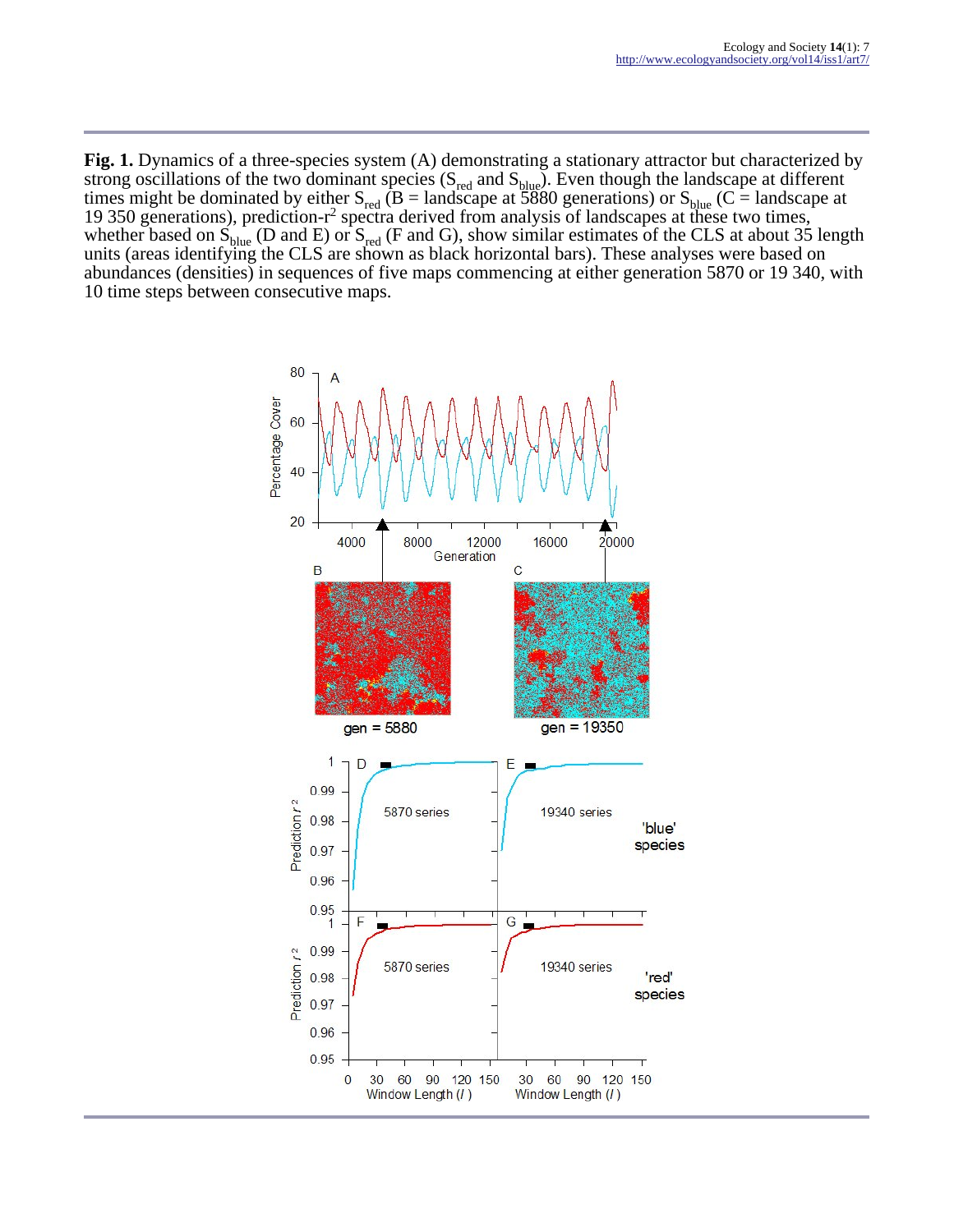**Fig. 1.** Dynamics of a three-species system (A) demonstrating a stationary attractor but characterized by strong oscillations of the two dominant species ($S_{red}$ and $S_{blue}$). Even though the landscape at different times might be dominated by either $S_{red}$ (B = landscape at 5880 generations) or $S_{blue}$ (C = landscape at 19 350 generations), prediction-$r^2$ spectra derived from analysis of landscapes at these two times, whether based on $S_{blue}$ (D and E) or $S_{red}$ (F and G), show similar estimates of the CLS at about 35 length units (areas identifying the CLS are shown as black horizontal bars). These analyses were based on abundances (densities) in sequences of five maps commencing at either generation 5870 or 19 340, with 10 time steps between consecutive maps.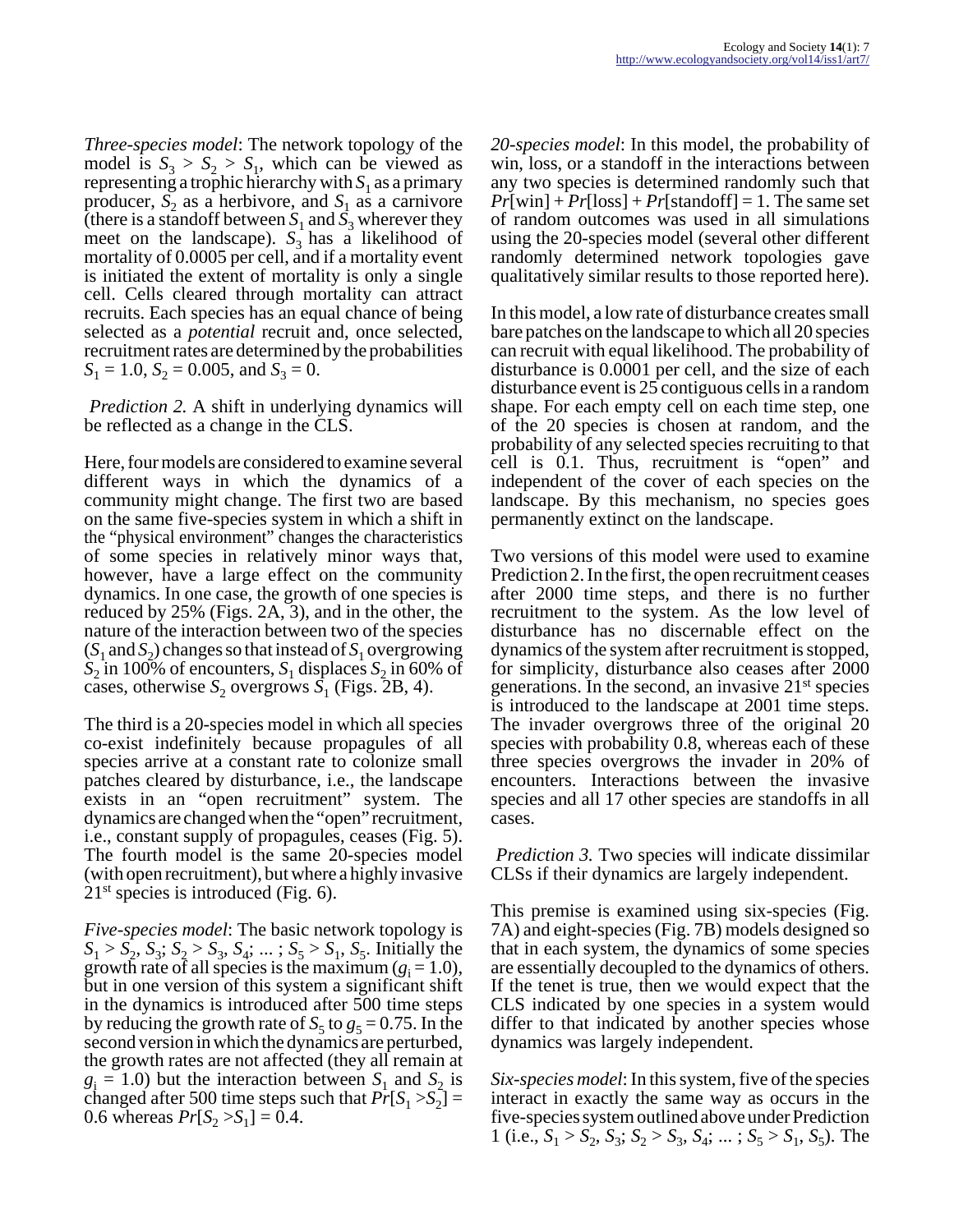*Three-species model*: The network topology of the model is $S_3 > S_2 > S_1$, which can be viewed as representing a trophic hierarchy with $S_1$ as a primary producer, $S_2$ as a herbivore, and $S_1$ as a carnivore (there is a standoff between $S_1$ and $S_3$ wherever they meet on the landscape). $S_3$ has a likelihood of mortality of 0.0005 per cell, and if a mortality event is initiated the extent of mortality is only a single cell. Cells cleared through mortality can attract recruits. Each species has an equal chance of being selected as a *potential* recruit and, once selected, recruitment rates are determined by the probabilities $S_1 = 1.0$, $S_2 = 0.005$, and $S_3 = 0$.

*Prediction 2.* A shift in underlying dynamics will be reflected as a change in the CLS.

Here, four models are considered to examine several different ways in which the dynamics of a community might change. The first two are based on the same five-species system in which a shift in the "physical environment" changes the characteristics of some species in relatively minor ways that, however, have a large effect on the community dynamics. In one case, the growth of one species is reduced by 25% (Figs. 2A, 3), and in the other, the nature of the interaction between two of the species ($S_1$ and $S_2$) changes so that instead of $S_1$ overgrowing $S_2$ in 100% of encounters, $S_1$ displaces $S_2$ in 60% of cases, otherwise $S_2$ overgrows $S_1$ (Figs. 2B, 4).

The third is a 20-species model in which all species co-exist indefinitely because propagules of all species arrive at a constant rate to colonize small patches cleared by disturbance, i.e., the landscape exists in an "open recruitment" system. The dynamics are changed when the "open" recruitment, i.e., constant supply of propagules, ceases (Fig. 5). The fourth model is the same 20-species model (with open recruitment), but where a highly invasive 21st species is introduced (Fig. 6).

*Five-species model*: The basic network topology is $S_1 > S_2, S_3; S_2 > S_3, S_4; ... ; S_5 > S_1, S_5$. Initially the growth rate of all species is the maximum ($g_i = 1.0$), but in one version of this system a significant shift in the dynamics is introduced after 500 time steps by reducing the growth rate of $S_5$ to $g_5 = 0.75$. In the second version in which the dynamics are perturbed, the growth rates are not affected (they all remain at $g_i = 1.0$) but the interaction between $S_1$ and $S_2$ is changed after 500 time steps such that $Pr[S_1 > S_2] = 0.6$ whereas $Pr[S_2 > S_1] = 0.4$.

*20-species model*: In this model, the probability of win, loss, or a standoff in the interactions between any two species is determined randomly such that $Pr[\text{win}] + Pr[\text{loss}] + Pr[\text{standoff}] = 1$. The same set of random outcomes was used in all simulations using the 20-species model (several other different randomly determined network topologies gave qualitatively similar results to those reported here).

In this model, a low rate of disturbance creates small bare patches on the landscape to which all 20 species can recruit with equal likelihood. The probability of disturbance is 0.0001 per cell, and the size of each disturbance event is 25 contiguous cells in a random shape. For each empty cell on each time step, one of the 20 species is chosen at random, and the probability of any selected species recruiting to that cell is 0.1. Thus, recruitment is "open" and independent of the cover of each species on the landscape. By this mechanism, no species goes permanently extinct on the landscape.

Two versions of this model were used to examine Prediction 2. In the first, the open recruitment ceases after 2000 time steps, and there is no further recruitment to the system. As the low level of disturbance has no discernable effect on the dynamics of the system after recruitment is stopped, for simplicity, disturbance also ceases after 2000 generations. In the second, an invasive 21st species is introduced to the landscape at 2001 time steps. The invader overgrows three of the original 20 species with probability 0.8, whereas each of these three species overgrows the invader in 20% of encounters. Interactions between the invasive species and all 17 other species are standoffs in all cases.

*Prediction 3.* Two species will indicate dissimilar CLSs if their dynamics are largely independent.

This premise is examined using six-species (Fig. 7A) and eight-species (Fig. 7B) models designed so that in each system, the dynamics of some species are essentially decoupled to the dynamics of others. If the tenet is true, then we would expect that the CLS indicated by one species in a system would differ to that indicated by another species whose dynamics was largely independent.

*Six-species model*: In this system, five of the species interact in exactly the same way as occurs in the five-species system outlined above under Prediction 1 (i.e., $S_1 > S_2, S_3; S_2 > S_3, S_4; ... ; S_5 > S_1, S_5$). The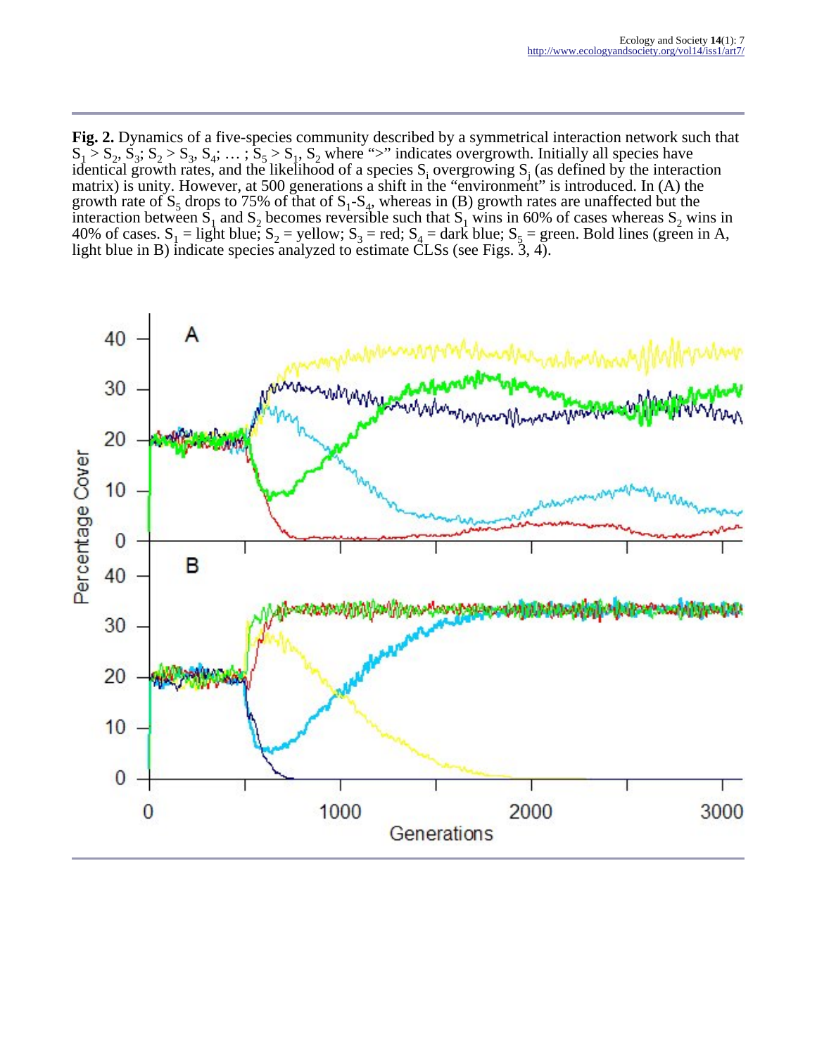**Fig. 2.** Dynamics of a five-species community described by a symmetrical interaction network such that $S_1 > S_2, S_3$; $S_2 > S_3, S_4$; … ; $S_5 > S_1, S_2$ where ">" indicates overgrowth. Initially all species have identical growth rates, and the likelihood of a species $S_i$ overgrowing $S_j$ (as defined by the interaction matrix) is unity. However, at 500 generations a shift in the "environment" is introduced. In (A) the growth rate of $S_5$ drops to 75% of that of $S_1$-$S_4$, whereas in (B) growth rates are unaffected but the interaction between $S_1$ and $S_2$ becomes reversible such that $S_1$ wins in 60% of cases whereas $S_2$ wins in 40% of cases. $S_1$ = light blue; $S_2$ = yellow; $S_3$ = red; $S_4$ = dark blue; $S_5$ = green. Bold lines (green in A, light blue in B) indicate species analyzed to estimate CLSs (see Figs. 3, 4).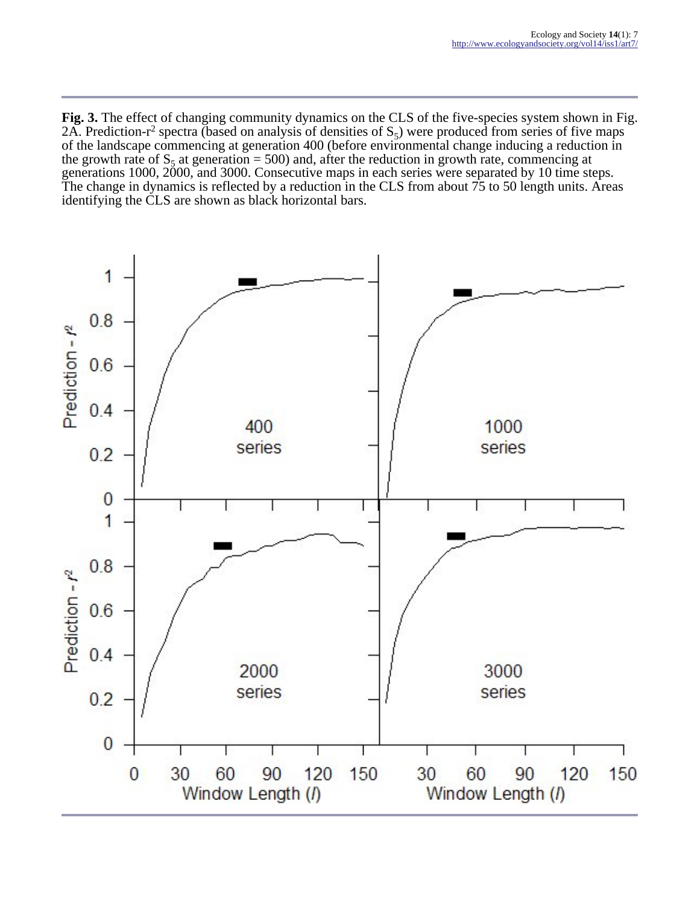**Fig. 3.** The effect of changing community dynamics on the CLS of the five-species system shown in Fig. 2A. Prediction-$r^2$ spectra (based on analysis of densities of $S_5$) were produced from series of five maps of the landscape commencing at generation 400 (before environmental change inducing a reduction in the growth rate of $S_5$ at generation = 500) and, after the reduction in growth rate, commencing at generations 1000, 2000, and 3000. Consecutive maps in each series were separated by 10 time steps. The change in dynamics is reflected by a reduction in the CLS from about 75 to 50 length units. Areas identifying the CLS are shown as black horizontal bars.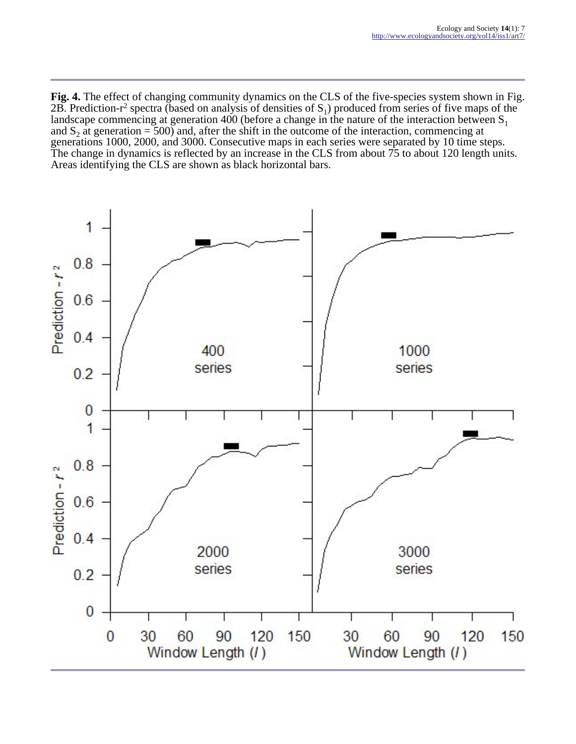**Fig. 4.** The effect of changing community dynamics on the CLS of the five-species system shown in Fig. 2B. Prediction-$r^2$ spectra (based on analysis of densities of $S_1$) produced from series of five maps of the landscape commencing at generation 400 (before a change in the nature of the interaction between $S_1$ and $S_2$ at generation = 500) and, after the shift in the outcome of the interaction, commencing at generations 1000, 2000, and 3000. Consecutive maps in each series were separated by 10 time steps. The change in dynamics is reflected by an increase in the CLS from about 75 to about 120 length units. Areas identifying the CLS are shown as black horizontal bars.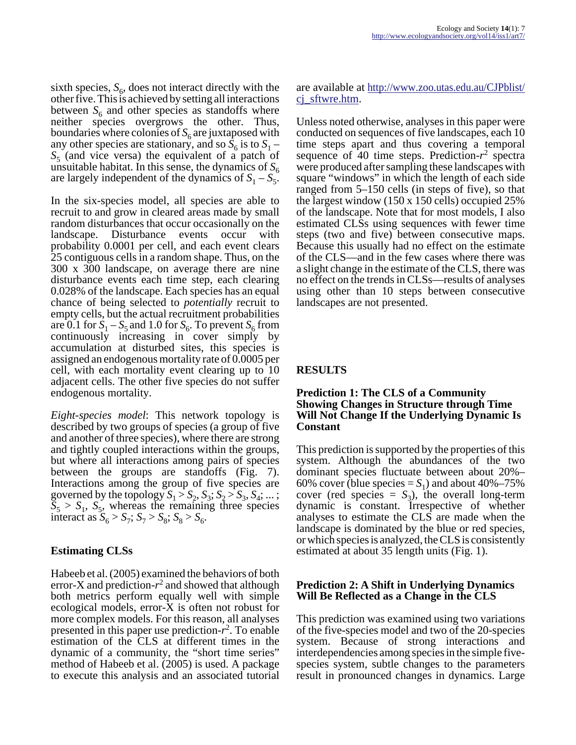sixth species, $S_6$, does not interact directly with the other five. This is achieved by setting all interactions between $S_6$ and other species as standoffs where neither species overgrows the other. Thus, boundaries where colonies of $S_6$ are juxtaposed with any other species are stationary, and so $S_6$ is to $S_1 – S_5$ (and vice versa) the equivalent of a patch of unsuitable habitat. In this sense, the dynamics of $S_6$ are largely independent of the dynamics of $S_1 – S_5$.

In the six-species model, all species are able to recruit to and grow in cleared areas made by small random disturbances that occur occasionally on the landscape. Disturbance events occur with probability 0.0001 per cell, and each event clears 25 contiguous cells in a random shape. Thus, on the 300 x 300 landscape, on average there are nine disturbance events each time step, each clearing 0.028% of the landscape. Each species has an equal chance of being selected to *potentially* recruit to empty cells, but the actual recruitment probabilities are 0.1 for $S_1 – S_5$ and 1.0 for $S_6$. To prevent $S_6$ from continuously increasing in cover simply by accumulation at disturbed sites, this species is assigned an endogenous mortality rate of 0.0005 per cell, with each mortality event clearing up to 10 adjacent cells. The other five species do not suffer endogenous mortality.

*Eight-species model*: This network topology is described by two groups of species (a group of five and another of three species), where there are strong and tightly coupled interactions within the groups, but where all interactions among pairs of species between the groups are standoffs (Fig. 7). Interactions among the group of five species are governed by the topology $S_1 > S_2, S_3$; $S_2 > S_3, S_4$; ... ; $S_5 > S_1, S_5$, whereas the remaining three species interact as $S_6 > S_7$; $S_7 > S_8$; $S_8 > S_6$.

## Estimating CLSs

Habeeb et al. (2005) examined the behaviors of both error-X and prediction-$r^2$ and showed that although both metrics perform equally well with simple ecological models, error-X is often not robust for more complex models. For this reason, all analyses presented in this paper use prediction-$r^2$. To enable estimation of the CLS at different times in the dynamic of a community, the "short time series" method of Habeeb et al. (2005) is used. A package to execute this analysis and an associated tutorial are available at http://www.zoo.utas.edu.au/CJPblist/cj_sftwre.htm.

Unless noted otherwise, analyses in this paper were conducted on sequences of five landscapes, each 10 time steps apart and thus covering a temporal sequence of 40 time steps. Prediction-$r^2$ spectra were produced after sampling these landscapes with square "windows" in which the length of each side ranged from 5–150 cells (in steps of five), so that the largest window (150 x 150 cells) occupied 25% of the landscape. Note that for most models, I also estimated CLSs using sequences with fewer time steps (two and five) between consecutive maps. Because this usually had no effect on the estimate of the CLS—and in the few cases where there was a slight change in the estimate of the CLS, there was no effect on the trends in CLSs—results of analyses using other than 10 steps between consecutive landscapes are not presented.

# RESULTS

### Prediction 1: The CLS of a Community Showing Changes in Structure through Time Will Not Change If the Underlying Dynamic Is Constant

This prediction is supported by the properties of this system. Although the abundances of the two dominant species fluctuate between about 20%–60% cover (blue species = $S_1$) and about 40%–75% cover (red species = $S_3$), the overall long-term dynamic is constant. Irrespective of whether analyses to estimate the CLS are made when the landscape is dominated by the blue or red species, or which species is analyzed, the CLS is consistently estimated at about 35 length units (Fig. 1).

### Prediction 2: A Shift in Underlying Dynamics Will Be Reflected as a Change in the CLS

This prediction was examined using two variations of the five-species model and two of the 20-species system. Because of strong interactions and interdependencies among species in the simple five-species system, subtle changes to the parameters result in pronounced changes in dynamics. Large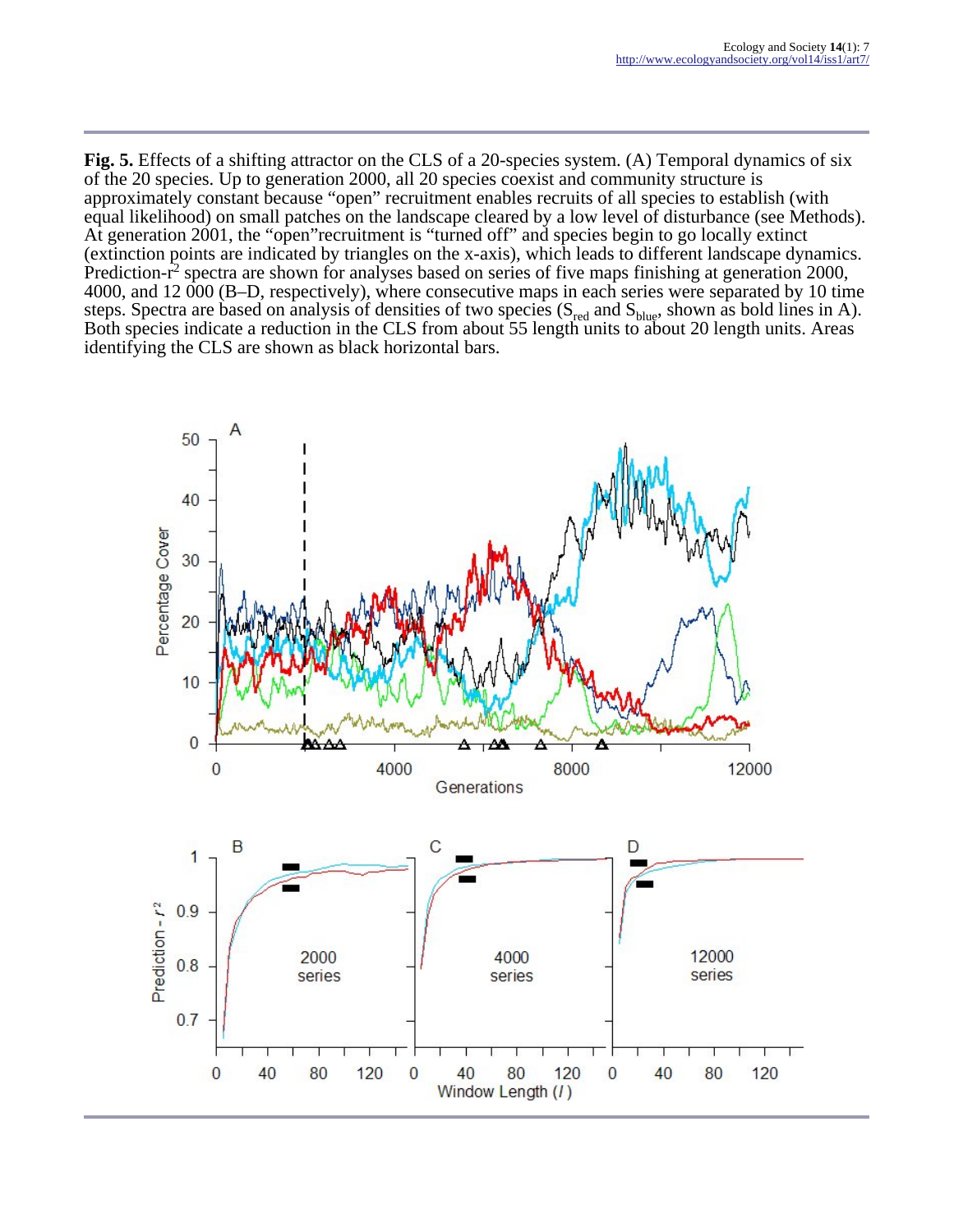**Fig. 5.** Effects of a shifting attractor on the CLS of a 20-species system. (A) Temporal dynamics of six of the 20 species. Up to generation 2000, all 20 species coexist and community structure is approximately constant because "open" recruitment enables recruits of all species to establish (with equal likelihood) on small patches on the landscape cleared by a low level of disturbance (see Methods). At generation 2001, the "open"recruitment is "turned off" and species begin to go locally extinct (extinction points are indicated by triangles on the x-axis), which leads to different landscape dynamics. Prediction-$r^2$ spectra are shown for analyses based on series of five maps finishing at generation 2000, 4000, and 12 000 (B–D, respectively), where consecutive maps in each series were separated by 10 time steps. Spectra are based on analysis of densities of two species ($S_{red}$ and $S_{blue}$, shown as bold lines in A). Both species indicate a reduction in the CLS from about 55 length units to about 20 length units. Areas identifying the CLS are shown as black horizontal bars.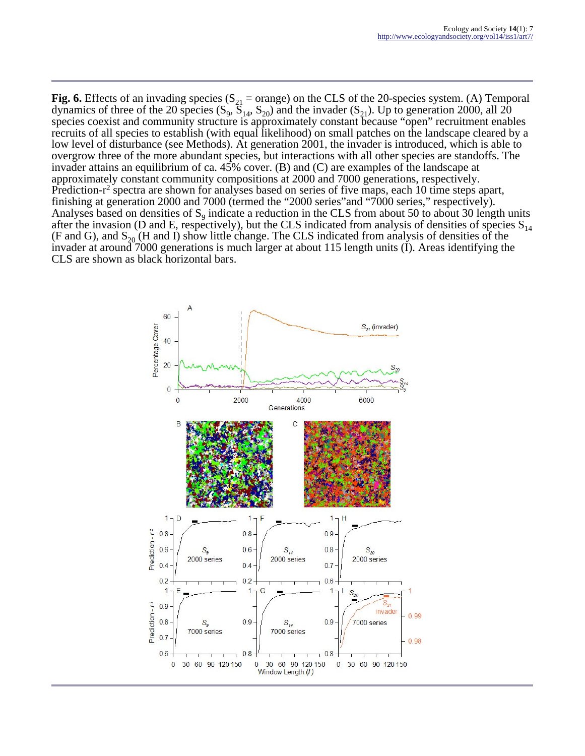**Fig. 6.** Effects of an invading species ($S_{21}$ = orange) on the CLS of the 20-species system. (A) Temporal dynamics of three of the 20 species ($S_9$, $S_{14}$, $S_{20}$) and the invader ($S_{21}$). Up to generation 2000, all 20 species coexist and community structure is approximately constant because "open" recruitment enables recruits of all species to establish (with equal likelihood) on small patches on the landscape cleared by a low level of disturbance (see Methods). At generation 2001, the invader is introduced, which is able to overgrow three of the more abundant species, but interactions with all other species are standoffs. The invader attains an equilibrium of ca. 45% cover. (B) and (C) are examples of the landscape at approximately constant community compositions at 2000 and 7000 generations, respectively. Prediction-$r^2$ spectra are shown for analyses based on series of five maps, each 10 time steps apart, finishing at generation 2000 and 7000 (termed the "2000 series" and "7000 series," respectively). Analyses based on densities of $S_9$ indicate a reduction in the CLS from about 50 to about 30 length units after the invasion (D and E, respectively), but the CLS indicated from analysis of densities of species $S_{14}$ (F and G), and $S_{20}$ (H and I) show little change. The CLS indicated from analysis of densities of the invader at around 7000 generations is much larger at about 115 length units (I). Areas identifying the CLS are shown as black horizontal bars.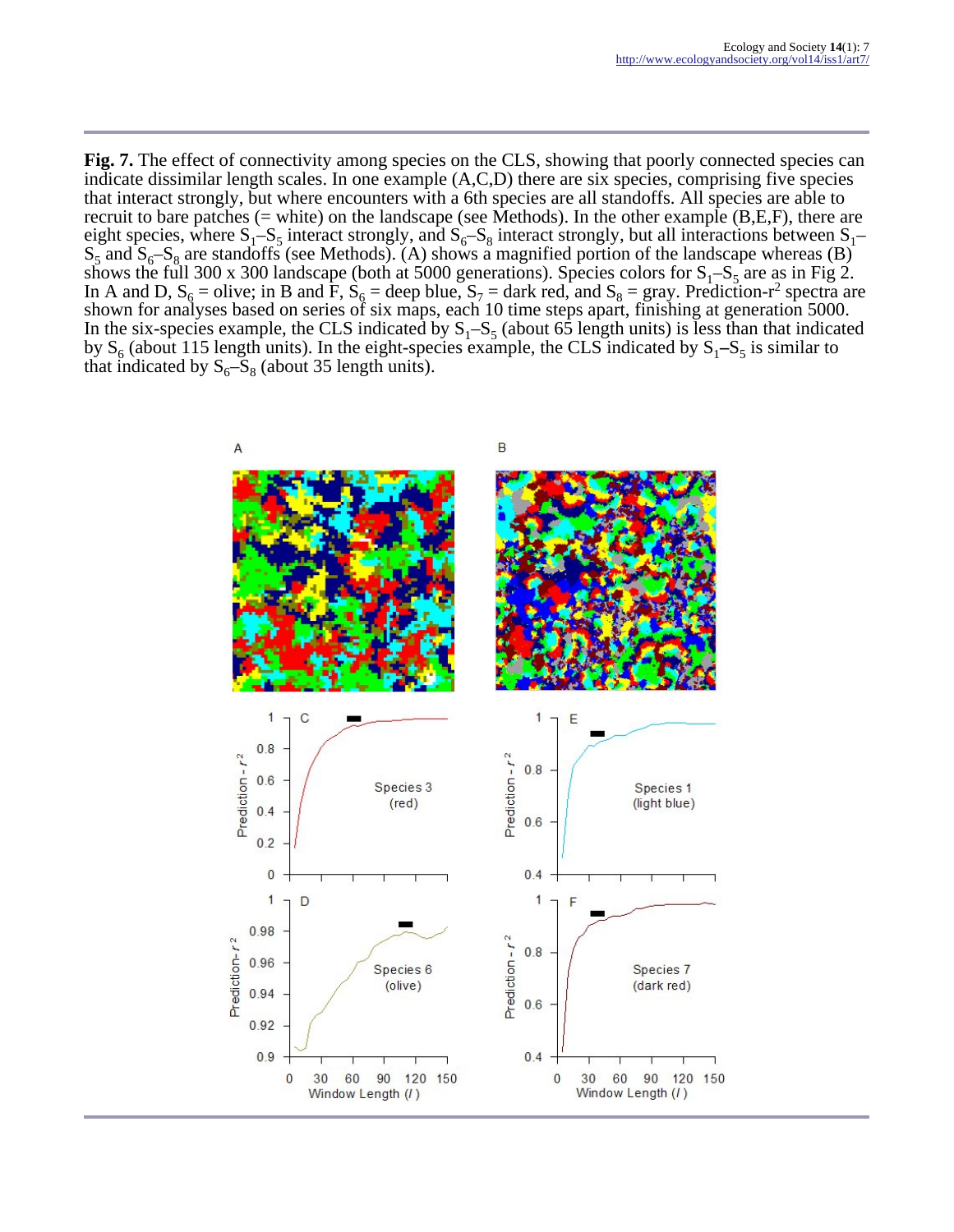**Fig. 7.** The effect of connectivity among species on the CLS, showing that poorly connected species can indicate dissimilar length scales. In one example (A,C,D) there are six species, comprising five species that interact strongly, but where encounters with a 6th species are all standoffs. All species are able to recruit to bare patches (= white) on the landscape (see Methods). In the other example (B,E,F), there are eight species, where $S_1$–$S_5$ interact strongly, and $S_6$–$S_8$ interact strongly, but all interactions between $S_1$–$S_5$ and $S_6$–$S_8$ are standoffs (see Methods). (A) shows a magnified portion of the landscape whereas (B) shows the full 300 x 300 landscape (both at 5000 generations). Species colors for $S_1$–$S_5$ are as in Fig 2. In A and D, $S_6$ = olive; in B and F, $S_6$ = deep blue, $S_7$ = dark red, and $S_8$ = gray. Prediction-$r^2$ spectra are shown for analyses based on series of six maps, each 10 time steps apart, finishing at generation 5000. In the six-species example, the CLS indicated by $S_1$–$S_5$ (about 65 length units) is less than that indicated by $S_6$ (about 115 length units). In the eight-species example, the CLS indicated by $S_1$–$S_5$ is similar to that indicated by $S_6$–$S_8$ (about 35 length units).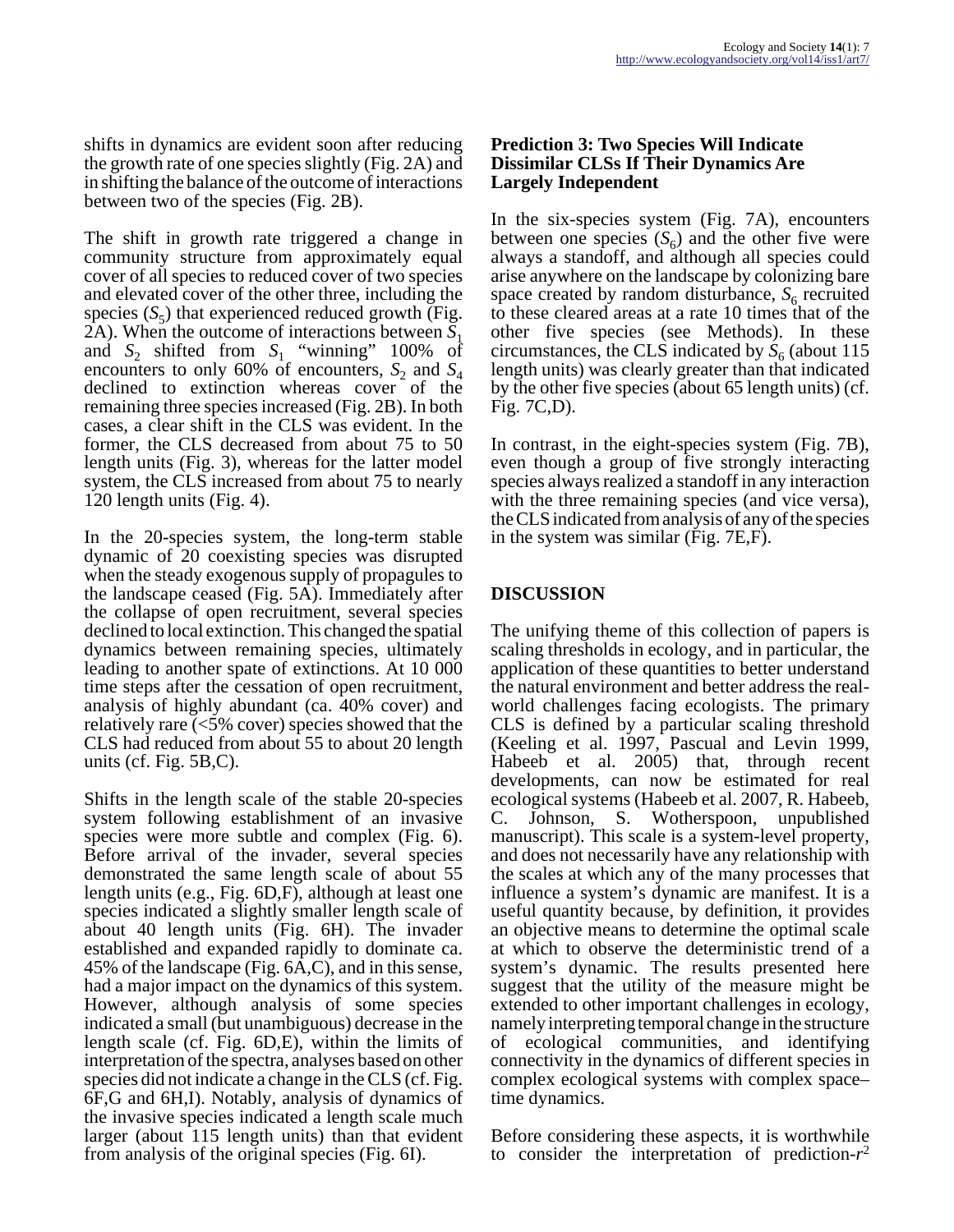shifts in dynamics are evident soon after reducing the growth rate of one species slightly (Fig. 2A) and in shifting the balance of the outcome of interactions between two of the species (Fig. 2B).

The shift in growth rate triggered a change in community structure from approximately equal cover of all species to reduced cover of two species and elevated cover of the other three, including the species ($S_5$) that experienced reduced growth (Fig. 2A). When the outcome of interactions between $S_1$ and $S_2$ shifted from $S_1$ "winning" 100% of encounters to only 60% of encounters, $S_2$ and $S_4$ declined to extinction whereas cover of the remaining three species increased (Fig. 2B). In both cases, a clear shift in the CLS was evident. In the former, the CLS decreased from about 75 to 50 length units (Fig. 3), whereas for the latter model system, the CLS increased from about 75 to nearly 120 length units (Fig. 4).

In the 20-species system, the long-term stable dynamic of 20 coexisting species was disrupted when the steady exogenous supply of propagules to the landscape ceased (Fig. 5A). Immediately after the collapse of open recruitment, several species declined to local extinction. This changed the spatial dynamics between remaining species, ultimately leading to another spate of extinctions. At 10 000 time steps after the cessation of open recruitment, analysis of highly abundant (ca. 40% cover) and relatively rare (<5% cover) species showed that the CLS had reduced from about 55 to about 20 length units (cf. Fig. 5B,C).

Shifts in the length scale of the stable 20-species system following establishment of an invasive species were more subtle and complex (Fig. 6). Before arrival of the invader, several species demonstrated the same length scale of about 55 length units (e.g., Fig. 6D,F), although at least one species indicated a slightly smaller length scale of about 40 length units (Fig. 6H). The invader established and expanded rapidly to dominate ca. 45% of the landscape (Fig. 6A,C), and in this sense, had a major impact on the dynamics of this system. However, although analysis of some species indicated a small (but unambiguous) decrease in the length scale (cf. Fig. 6D,E), within the limits of interpretation of the spectra, analyses based on other species did not indicate a change in the CLS (cf. Fig. 6F,G and 6H,I). Notably, analysis of dynamics of the invasive species indicated a length scale much larger (about 115 length units) than that evident from analysis of the original species (Fig. 6I).

### Prediction 3: Two Species Will Indicate Dissimilar CLSs If Their Dynamics Are Largely Independent

In the six-species system (Fig. 7A), encounters between one species ($S_6$) and the other five were always a standoff, and although all species could arise anywhere on the landscape by colonizing bare space created by random disturbance, $S_6$ recruited to these cleared areas at a rate 10 times that of the other five species (see Methods). In these circumstances, the CLS indicated by $S_6$ (about 115 length units) was clearly greater than that indicated by the other five species (about 65 length units) (cf. Fig. 7C,D).

In contrast, in the eight-species system (Fig. 7B), even though a group of five strongly interacting species always realized a standoff in any interaction with the three remaining species (and vice versa), the CLS indicated from analysis of any of the species in the system was similar (Fig. 7E,F).

## DISCUSSION

The unifying theme of this collection of papers is scaling thresholds in ecology, and in particular, the application of these quantities to better understand the natural environment and better address the real-world challenges facing ecologists. The primary CLS is defined by a particular scaling threshold (Keeling et al. 1997, Pascual and Levin 1999, Habeeb et al. 2005) that, through recent developments, can now be estimated for real ecological systems (Habeeb et al. 2007, R. Habeeb, C. Johnson, S. Wotherspoon, unpublished manuscript). This scale is a system-level property, and does not necessarily have any relationship with the scales at which any of the many processes that influence a system's dynamic are manifest. It is a useful quantity because, by definition, it provides an objective means to determine the optimal scale at which to observe the deterministic trend of a system's dynamic. The results presented here suggest that the utility of the measure might be extended to other important challenges in ecology, namely interpreting temporal change in the structure of ecological communities, and identifying connectivity in the dynamics of different species in complex ecological systems with complex space–time dynamics.

Before considering these aspects, it is worthwhile to consider the interpretation of prediction-$r^2$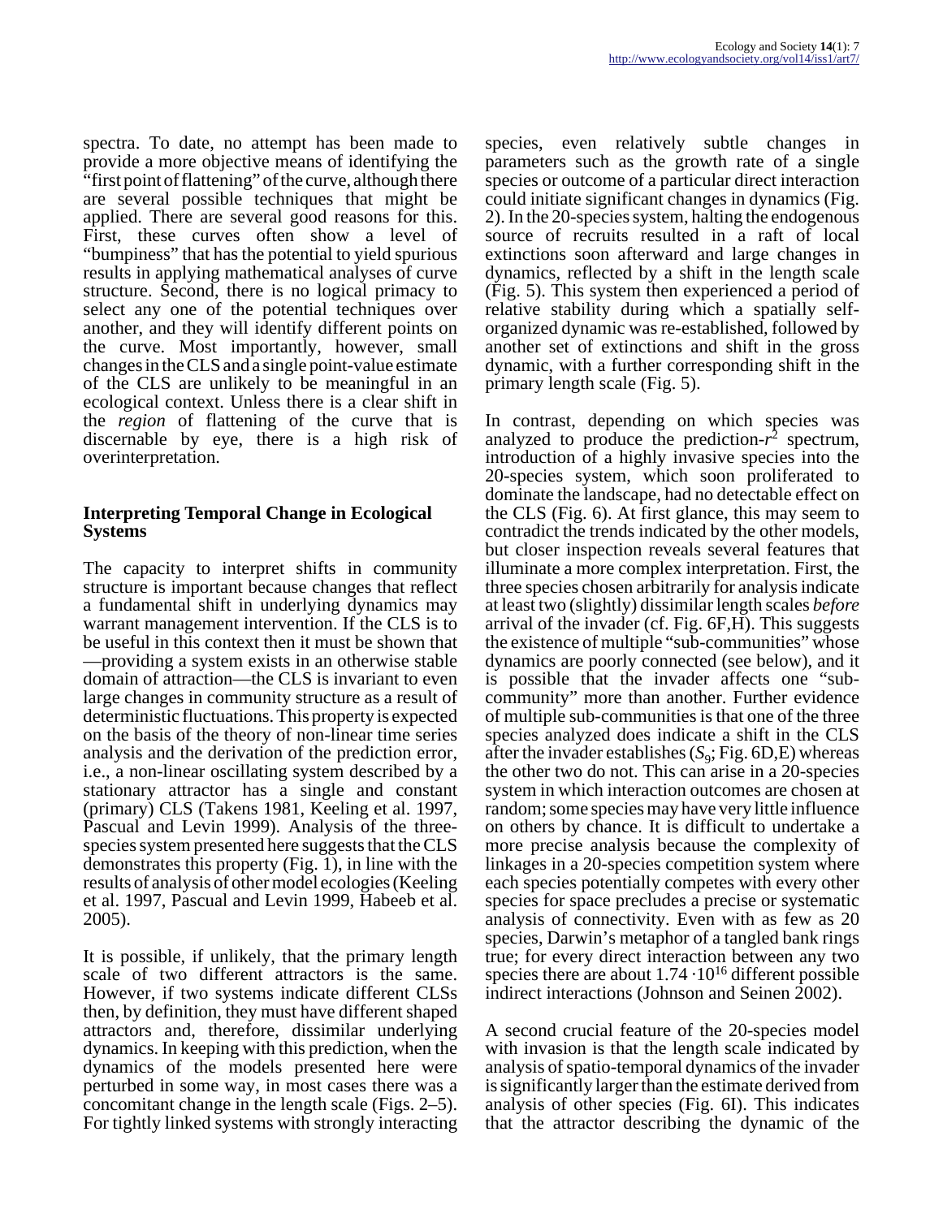spectra. To date, no attempt has been made to provide a more objective means of identifying the "first point of flattening" of the curve, although there are several possible techniques that might be applied. There are several good reasons for this. First, these curves often show a level of "bumpiness" that has the potential to yield spurious results in applying mathematical analyses of curve structure. Second, there is no logical primacy to select any one of the potential techniques over another, and they will identify different points on the curve. Most importantly, however, small changes in the CLS and a single point-value estimate of the CLS are unlikely to be meaningful in an ecological context. Unless there is a clear shift in the *region* of flattening of the curve that is discernable by eye, there is a high risk of overinterpretation.

### Interpreting Temporal Change in Ecological Systems

The capacity to interpret shifts in community structure is important because changes that reflect a fundamental shift in underlying dynamics may warrant management intervention. If the CLS is to be useful in this context then it must be shown that —providing a system exists in an otherwise stable domain of attraction—the CLS is invariant to even large changes in community structure as a result of deterministic fluctuations. This property is expected on the basis of the theory of non-linear time series analysis and the derivation of the prediction error, i.e., a non-linear oscillating system described by a stationary attractor has a single and constant (primary) CLS (Takens 1981, Keeling et al. 1997, Pascual and Levin 1999). Analysis of the three-species system presented here suggests that the CLS demonstrates this property (Fig. 1), in line with the results of analysis of other model ecologies (Keeling et al. 1997, Pascual and Levin 1999, Habeeb et al. 2005).

It is possible, if unlikely, that the primary length scale of two different attractors is the same. However, if two systems indicate different CLSs then, by definition, they must have different shaped attractors and, therefore, dissimilar underlying dynamics. In keeping with this prediction, when the dynamics of the models presented here were perturbed in some way, in most cases there was a concomitant change in the length scale (Figs. 2–5). For tightly linked systems with strongly interacting species, even relatively subtle changes in parameters such as the growth rate of a single species or outcome of a particular direct interaction could initiate significant changes in dynamics (Fig. 2). In the 20-species system, halting the endogenous source of recruits resulted in a raft of local extinctions soon afterward and large changes in dynamics, reflected by a shift in the length scale (Fig. 5). This system then experienced a period of relative stability during which a spatially self-organized dynamic was re-established, followed by another set of extinctions and shift in the gross dynamic, with a further corresponding shift in the primary length scale (Fig. 5).

In contrast, depending on which species was analyzed to produce the prediction-$r^2$ spectrum, introduction of a highly invasive species into the 20-species system, which soon proliferated to dominate the landscape, had no detectable effect on the CLS (Fig. 6). At first glance, this may seem to contradict the trends indicated by the other models, but closer inspection reveals several features that illuminate a more complex interpretation. First, the three species chosen arbitrarily for analysis indicate at least two (slightly) dissimilar length scales *before* arrival of the invader (cf. Fig. 6F,H). This suggests the existence of multiple "sub-communities" whose dynamics are poorly connected (see below), and it is possible that the invader affects one "sub-community" more than another. Further evidence of multiple sub-communities is that one of the three species analyzed does indicate a shift in the CLS after the invader establishes ($S_9$; Fig. 6D,E) whereas the other two do not. This can arise in a 20-species system in which interaction outcomes are chosen at random; some species may have very little influence on others by chance. It is difficult to undertake a more precise analysis because the complexity of linkages in a 20-species competition system where each species potentially competes with every other species for space precludes a precise or systematic analysis of connectivity. Even with as few as 20 species, Darwin's metaphor of a tangled bank rings true; for every direct interaction between any two species there are about $1.74 \cdot 10^{16}$ different possible indirect interactions (Johnson and Seinen 2002).

A second crucial feature of the 20-species model with invasion is that the length scale indicated by analysis of spatio-temporal dynamics of the invader is significantly larger than the estimate derived from analysis of other species (Fig. 6I). This indicates that the attractor describing the dynamic of the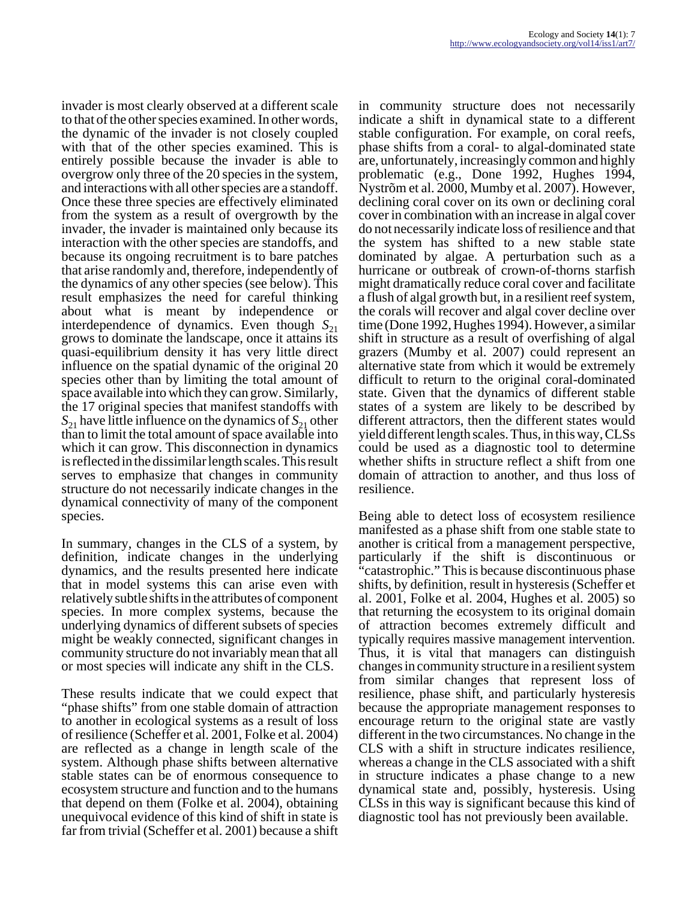invader is most clearly observed at a different scale to that of the other species examined. In other words, the dynamic of the invader is not closely coupled with that of the other species examined. This is entirely possible because the invader is able to overgrow only three of the 20 species in the system, and interactions with all other species are a standoff. Once these three species are effectively eliminated from the system as a result of overgrowth by the invader, the invader is maintained only because its interaction with the other species are standoffs, and because its ongoing recruitment is to bare patches that arise randomly and, therefore, independently of the dynamics of any other species (see below). This result emphasizes the need for careful thinking about what is meant by independence or interdependence of dynamics. Even though $S_{21}$ grows to dominate the landscape, once it attains its quasi-equilibrium density it has very little direct influence on the spatial dynamic of the original 20 species other than by limiting the total amount of space available into which they can grow. Similarly, the 17 original species that manifest standoffs with $S_{21}$ have little influence on the dynamics of $S_{21}$ other than to limit the total amount of space available into which it can grow. This disconnection in dynamics is reflected in the dissimilar length scales. This result serves to emphasize that changes in community structure do not necessarily indicate changes in the dynamical connectivity of many of the component species.

In summary, changes in the CLS of a system, by definition, indicate changes in the underlying dynamics, and the results presented here indicate that in model systems this can arise even with relatively subtle shifts in the attributes of component species. In more complex systems, because the underlying dynamics of different subsets of species might be weakly connected, significant changes in community structure do not invariably mean that all or most species will indicate any shift in the CLS.

These results indicate that we could expect that "phase shifts" from one stable domain of attraction to another in ecological systems as a result of loss of resilience (Scheffer et al. 2001, Folke et al. 2004) are reflected as a change in length scale of the system. Although phase shifts between alternative stable states can be of enormous consequence to ecosystem structure and function and to the humans that depend on them (Folke et al. 2004), obtaining unequivocal evidence of this kind of shift in state is far from trivial (Scheffer et al. 2001) because a shift in community structure does not necessarily indicate a shift in dynamical state to a different stable configuration. For example, on coral reefs, phase shifts from a coral- to algal-dominated state are, unfortunately, increasingly common and highly problematic (e.g., Done 1992, Hughes 1994, Nystrõm et al. 2000, Mumby et al. 2007). However, declining coral cover on its own or declining coral cover in combination with an increase in algal cover do not necessarily indicate loss of resilience and that the system has shifted to a new stable state dominated by algae. A perturbation such as a hurricane or outbreak of crown-of-thorns starfish might dramatically reduce coral cover and facilitate a flush of algal growth but, in a resilient reef system, the corals will recover and algal cover decline over time (Done 1992, Hughes 1994). However, a similar shift in structure as a result of overfishing of algal grazers (Mumby et al. 2007) could represent an alternative state from which it would be extremely difficult to return to the original coral-dominated state. Given that the dynamics of different stable states of a system are likely to be described by different attractors, then the different states would yield different length scales. Thus, in this way, CLSs could be used as a diagnostic tool to determine whether shifts in structure reflect a shift from one domain of attraction to another, and thus loss of resilience.

Being able to detect loss of ecosystem resilience manifested as a phase shift from one stable state to another is critical from a management perspective, particularly if the shift is discontinuous or "catastrophic." This is because discontinuous phase shifts, by definition, result in hysteresis (Scheffer et al. 2001, Folke et al. 2004, Hughes et al. 2005) so that returning the ecosystem to its original domain of attraction becomes extremely difficult and typically requires massive management intervention. Thus, it is vital that managers can distinguish changes in community structure in a resilient system from similar changes that represent loss of resilience, phase shift, and particularly hysteresis because the appropriate management responses to encourage return to the original state are vastly different in the two circumstances. No change in the CLS with a shift in structure indicates resilience, whereas a change in the CLS associated with a shift in structure indicates a phase change to a new dynamical state and, possibly, hysteresis. Using CLSs in this way is significant because this kind of diagnostic tool has not previously been available.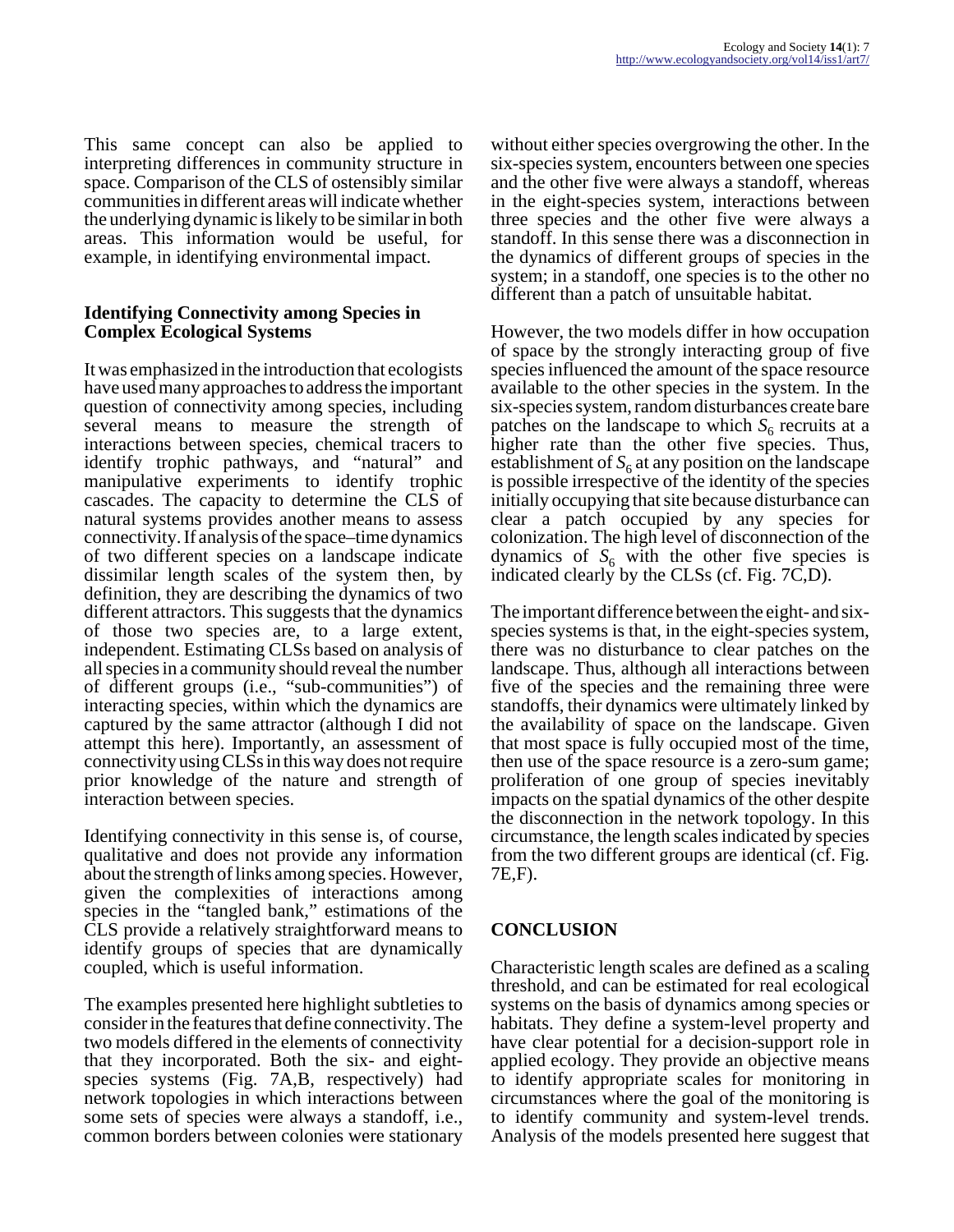This same concept can also be applied to interpreting differences in community structure in space. Comparison of the CLS of ostensibly similar communities in different areas will indicate whether the underlying dynamic is likely to be similar in both areas. This information would be useful, for example, in identifying environmental impact.

### Identifying Connectivity among Species in Complex Ecological Systems

It was emphasized in the introduction that ecologists have used many approaches to address the important question of connectivity among species, including several means to measure the strength of interactions between species, chemical tracers to identify trophic pathways, and "natural" and manipulative experiments to identify trophic cascades. The capacity to determine the CLS of natural systems provides another means to assess connectivity. If analysis of the space–time dynamics of two different species on a landscape indicate dissimilar length scales of the system then, by definition, they are describing the dynamics of two different attractors. This suggests that the dynamics of those two species are, to a large extent, independent. Estimating CLSs based on analysis of all species in a community should reveal the number of different groups (i.e., "sub-communities") of interacting species, within which the dynamics are captured by the same attractor (although I did not attempt this here). Importantly, an assessment of connectivity using CLSs in this way does not require prior knowledge of the nature and strength of interaction between species.

Identifying connectivity in this sense is, of course, qualitative and does not provide any information about the strength of links among species. However, given the complexities of interactions among species in the "tangled bank," estimations of the CLS provide a relatively straightforward means to identify groups of species that are dynamically coupled, which is useful information.

The examples presented here highlight subtleties to consider in the features that define connectivity. The two models differed in the elements of connectivity that they incorporated. Both the six- and eight-species systems (Fig. 7A,B, respectively) had network topologies in which interactions between some sets of species were always a standoff, i.e., common borders between colonies were stationary without either species overgrowing the other. In the six-species system, encounters between one species and the other five were always a standoff, whereas in the eight-species system, interactions between three species and the other five were always a standoff. In this sense there was a disconnection in the dynamics of different groups of species in the system; in a standoff, one species is to the other no different than a patch of unsuitable habitat.

However, the two models differ in how occupation of space by the strongly interacting group of five species influenced the amount of the space resource available to the other species in the system. In the six-species system, random disturbances create bare patches on the landscape to which $S_6$ recruits at a higher rate than the other five species. Thus, establishment of $S_6$ at any position on the landscape is possible irrespective of the identity of the species initially occupying that site because disturbance can clear a patch occupied by any species for colonization. The high level of disconnection of the dynamics of $S_6$ with the other five species is indicated clearly by the CLSs (cf. Fig. 7C,D).

The important difference between the eight- and six-species systems is that, in the eight-species system, there was no disturbance to clear patches on the landscape. Thus, although all interactions between five of the species and the remaining three were standoffs, their dynamics were ultimately linked by the availability of space on the landscape. Given that most space is fully occupied most of the time, then use of the space resource is a zero-sum game; proliferation of one group of species inevitably impacts on the spatial dynamics of the other despite the disconnection in the network topology. In this circumstance, the length scales indicated by species from the two different groups are identical (cf. Fig. 7E,F).

## CONCLUSION

Characteristic length scales are defined as a scaling threshold, and can be estimated for real ecological systems on the basis of dynamics among species or habitats. They define a system-level property and have clear potential for a decision-support role in applied ecology. They provide an objective means to identify appropriate scales for monitoring in circumstances where the goal of the monitoring is to identify community and system-level trends. Analysis of the models presented here suggest that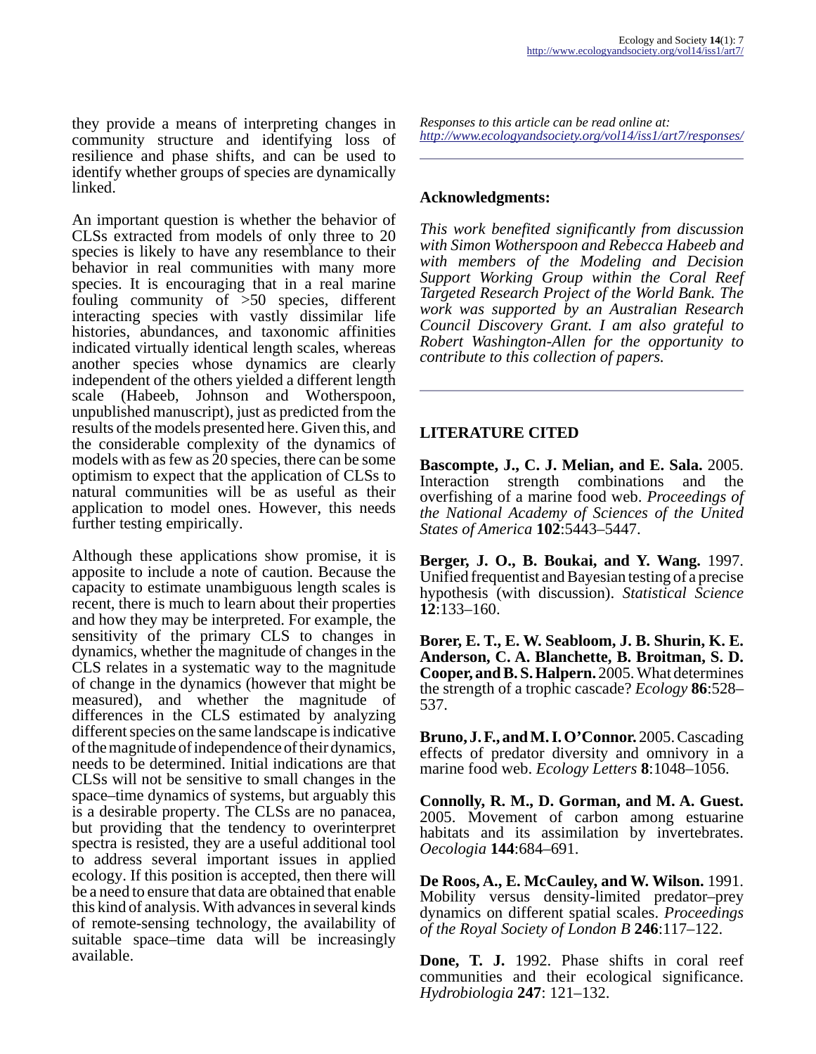they provide a means of interpreting changes in community structure and identifying loss of resilience and phase shifts, and can be used to identify whether groups of species are dynamically linked.

An important question is whether the behavior of CLSs extracted from models of only three to 20 species is likely to have any resemblance to their behavior in real communities with many more species. It is encouraging that in a real marine fouling community of >50 species, different interacting species with vastly dissimilar life histories, abundances, and taxonomic affinities indicated virtually identical length scales, whereas another species whose dynamics are clearly independent of the others yielded a different length scale (Habeeb, Johnson and Wotherspoon, unpublished manuscript), just as predicted from the results of the models presented here. Given this, and the considerable complexity of the dynamics of models with as few as 20 species, there can be some optimism to expect that the application of CLSs to natural communities will be as useful as their application to model ones. However, this needs further testing empirically.

Although these applications show promise, it is apposite to include a note of caution. Because the capacity to estimate unambiguous length scales is recent, there is much to learn about their properties and how they may be interpreted. For example, the sensitivity of the primary CLS to changes in dynamics, whether the magnitude of changes in the CLS relates in a systematic way to the magnitude of change in the dynamics (however that might be measured), and whether the magnitude of differences in the CLS estimated by analyzing different species on the same landscape is indicative of the magnitude of independence of their dynamics, needs to be determined. Initial indications are that CLSs will not be sensitive to small changes in the space–time dynamics of systems, but arguably this is a desirable property. The CLSs are no panacea, but providing that the tendency to overinterpret spectra is resisted, they are a useful additional tool to address several important issues in applied ecology. If this position is accepted, then there will be a need to ensure that data are obtained that enable this kind of analysis. With advances in several kinds of remote-sensing technology, the availability of suitable space–time data will be increasingly available.

*Responses to this article can be read online at:*
*http://www.ecologyandsociety.org/vol14/iss1/art7/responses/*

## Acknowledgments:

*This work benefited significantly from discussion with Simon Wotherspoon and Rebecca Habeeb and with members of the Modeling and Decision Support Working Group within the Coral Reef Targeted Research Project of the World Bank. The work was supported by an Australian Research Council Discovery Grant. I am also grateful to Robert Washington-Allen for the opportunity to contribute to this collection of papers.*

## LITERATURE CITED

**Bascompte, J., C. J. Melian, and E. Sala.** 2005. Interaction strength combinations and the overfishing of a marine food web. *Proceedings of the National Academy of Sciences of the United States of America* **102**:5443–5447.

**Berger, J. O., B. Boukai, and Y. Wang.** 1997. Unified frequentist and Bayesian testing of a precise hypothesis (with discussion). *Statistical Science* **12**:133–160.

**Borer, E. T., E. W. Seabloom, J. B. Shurin, K. E. Anderson, C. A. Blanchette, B. Broitman, S. D. Cooper, and B. S. Halpern.** 2005. What determines the strength of a trophic cascade? *Ecology* **86**:528–537.

**Bruno, J. F., and M. I. O'Connor.** 2005. Cascading effects of predator diversity and omnivory in a marine food web. *Ecology Letters* **8**:1048–1056.

**Connolly, R. M., D. Gorman, and M. A. Guest.** 2005. Movement of carbon among estuarine habitats and its assimilation by invertebrates. *Oecologia* **144**:684–691.

**De Roos, A., E. McCauley, and W. Wilson.** 1991. Mobility versus density-limited predator–prey dynamics on different spatial scales. *Proceedings of the Royal Society of London B* **246**:117–122.

**Done, T. J.** 1992. Phase shifts in coral reef communities and their ecological significance. *Hydrobiologia* **247**: 121–132.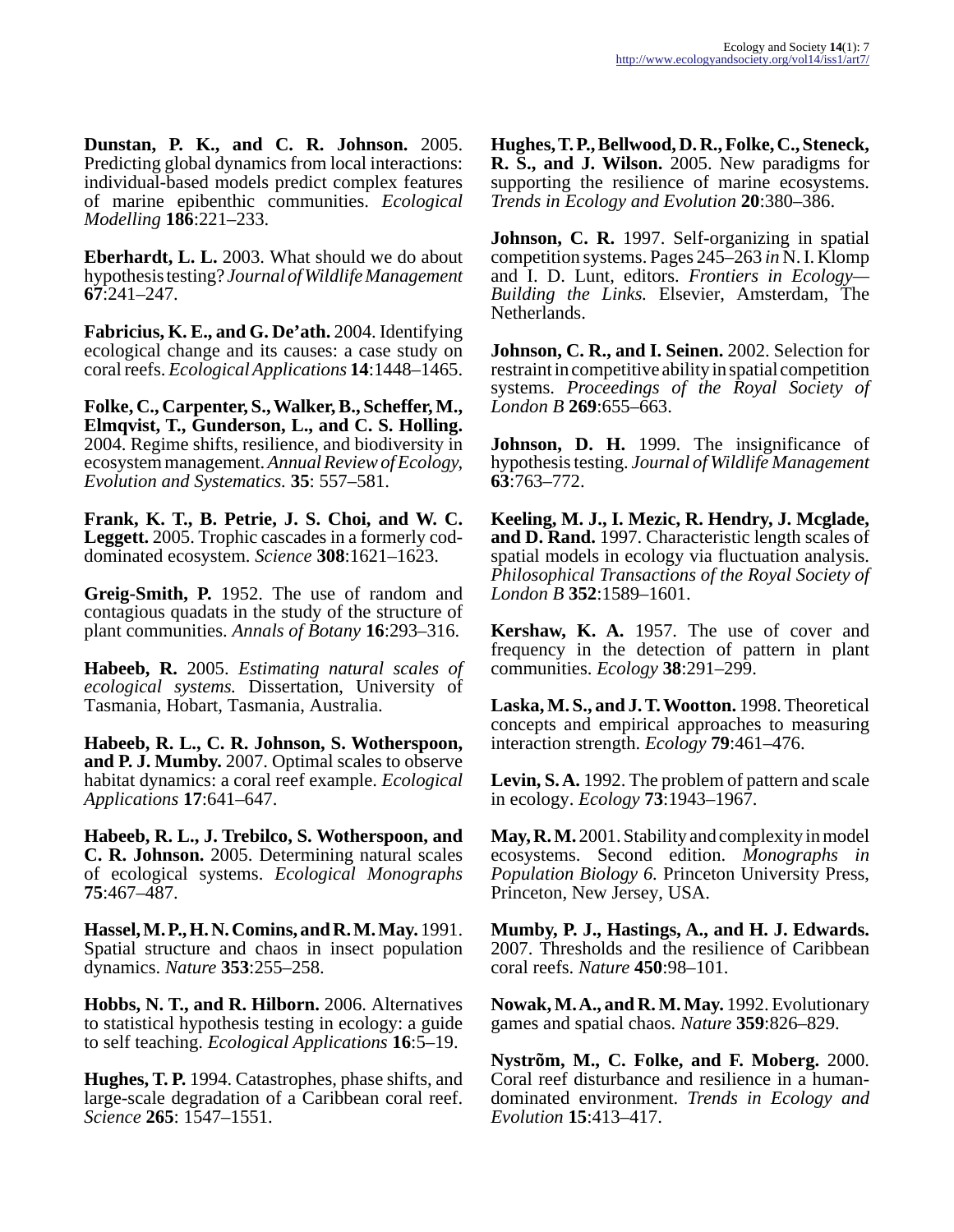**Dunstan, P. K., and C. R. Johnson.** 2005. Predicting global dynamics from local interactions: individual-based models predict complex features of marine epibenthic communities. *Ecological Modelling* **186**:221–233.

**Eberhardt, L. L.** 2003. What should we do about hypothesis testing? *Journal of Wildlife Management* **67**:241–247.

**Fabricius, K. E., and G. De'ath.** 2004. Identifying ecological change and its causes: a case study on coral reefs. *Ecological Applications* **14**:1448–1465.

**Folke, C., Carpenter, S., Walker, B., Scheffer, M., Elmqvist, T., Gunderson, L., and C. S. Holling.** 2004. Regime shifts, resilience, and biodiversity in ecosystem management. *Annual Review of Ecology, Evolution and Systematics.* **35**: 557–581.

**Frank, K. T., B. Petrie, J. S. Choi, and W. C. Leggett.** 2005. Trophic cascades in a formerly cod-dominated ecosystem. *Science* **308**:1621–1623.

**Greig-Smith, P.** 1952. The use of random and contagious quadats in the study of the structure of plant communities. *Annals of Botany* **16**:293–316.

**Habeeb, R.** 2005. *Estimating natural scales of ecological systems.* Dissertation, University of Tasmania, Hobart, Tasmania, Australia.

**Habeeb, R. L., C. R. Johnson, S. Wotherspoon, and P. J. Mumby.** 2007. Optimal scales to observe habitat dynamics: a coral reef example. *Ecological Applications* **17**:641–647.

**Habeeb, R. L., J. Trebilco, S. Wotherspoon, and C. R. Johnson.** 2005. Determining natural scales of ecological systems. *Ecological Monographs* **75**:467–487.

**Hassel, M. P., H. N. Comins, and R. M. May.** 1991. Spatial structure and chaos in insect population dynamics. *Nature* **353**:255–258.

**Hobbs, N. T., and R. Hilborn.** 2006. Alternatives to statistical hypothesis testing in ecology: a guide to self teaching. *Ecological Applications* **16**:5–19.

**Hughes, T. P.** 1994. Catastrophes, phase shifts, and large-scale degradation of a Caribbean coral reef. *Science* **265**: 1547–1551.

**Hughes, T. P., Bellwood, D. R., Folke, C., Steneck, R. S., and J. Wilson.** 2005. New paradigms for supporting the resilience of marine ecosystems. *Trends in Ecology and Evolution* **20**:380–386.

**Johnson, C. R.** 1997. Self-organizing in spatial competition systems. Pages 245–263 *in* N. I. Klomp and I. D. Lunt, editors. *Frontiers in Ecology—Building the Links.* Elsevier, Amsterdam, The Netherlands.

**Johnson, C. R., and I. Seinen.** 2002. Selection for restraint in competitive ability in spatial competition systems. *Proceedings of the Royal Society of London B* **269**:655–663.

**Johnson, D. H.** 1999. The insignificance of hypothesis testing. *Journal of Wildlife Management* **63**:763–772.

**Keeling, M. J., I. Mezic, R. Hendry, J. Mcglade, and D. Rand.** 1997. Characteristic length scales of spatial models in ecology via fluctuation analysis. *Philosophical Transactions of the Royal Society of London B* **352**:1589–1601.

**Kershaw, K. A.** 1957. The use of cover and frequency in the detection of pattern in plant communities. *Ecology* **38**:291–299.

**Laska, M. S., and J. T. Wootton.** 1998. Theoretical concepts and empirical approaches to measuring interaction strength. *Ecology* **79**:461–476.

**Levin, S. A.** 1992. The problem of pattern and scale in ecology. *Ecology* **73**:1943–1967.

**May, R. M.** 2001. Stability and complexity in model ecosystems. Second edition. *Monographs in Population Biology 6.* Princeton University Press, Princeton, New Jersey, USA.

**Mumby, P. J., Hastings, A., and H. J. Edwards.** 2007. Thresholds and the resilience of Caribbean coral reefs. *Nature* **450**:98–101.

**Nowak, M. A., and R. M. May.** 1992. Evolutionary games and spatial chaos. *Nature* **359**:826–829.

**Nystrõm, M., C. Folke, and F. Moberg.** 2000. Coral reef disturbance and resilience in a human-dominated environment. *Trends in Ecology and Evolution* **15**:413–417.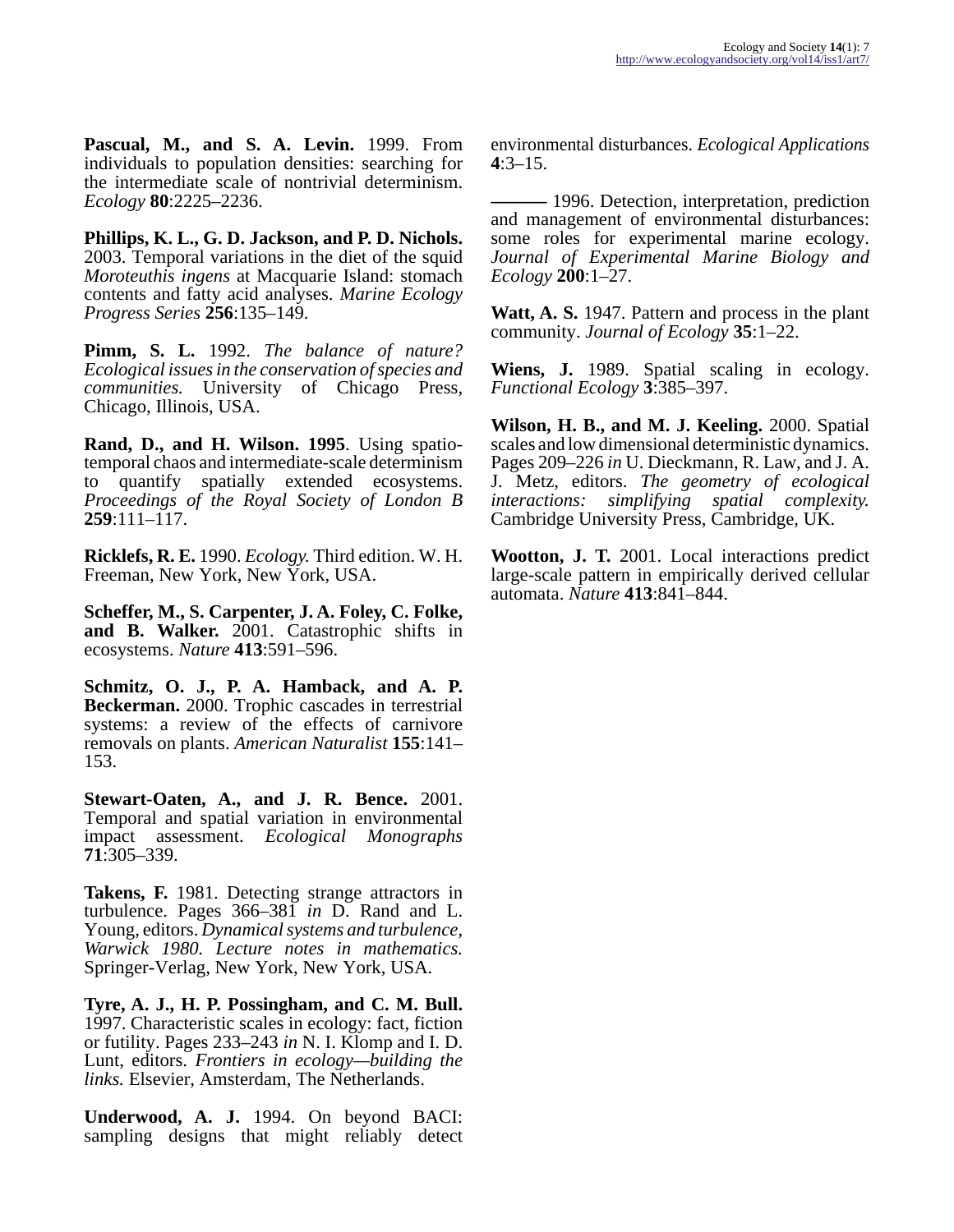**Pascual, M., and S. A. Levin.** 1999. From individuals to population densities: searching for the intermediate scale of nontrivial determinism. *Ecology* **80**:2225–2236.

**Phillips, K. L., G. D. Jackson, and P. D. Nichols.** 2003. Temporal variations in the diet of the squid *Moroteuthis ingens* at Macquarie Island: stomach contents and fatty acid analyses. *Marine Ecology Progress Series* **256**:135–149.

**Pimm, S. L.** 1992. *The balance of nature? Ecological issues in the conservation of species and communities.* University of Chicago Press, Chicago, Illinois, USA.

**Rand, D., and H. Wilson. 1995**. Using spatio-temporal chaos and intermediate-scale determinism to quantify spatially extended ecosystems. *Proceedings of the Royal Society of London B* **259**:111–117.

**Ricklefs, R. E.** 1990. *Ecology.* Third edition. W. H. Freeman, New York, New York, USA.

**Scheffer, M., S. Carpenter, J. A. Foley, C. Folke, and B. Walker.** 2001. Catastrophic shifts in ecosystems. *Nature* **413**:591–596.

**Schmitz, O. J., P. A. Hamback, and A. P. Beckerman.** 2000. Trophic cascades in terrestrial systems: a review of the effects of carnivore removals on plants. *American Naturalist* **155**:141–153.

**Stewart-Oaten, A., and J. R. Bence.** 2001. Temporal and spatial variation in environmental impact assessment. *Ecological Monographs* **71**:305–339.

**Takens, F.** 1981. Detecting strange attractors in turbulence. Pages 366–381 *in* D. Rand and L. Young, editors. *Dynamical systems and turbulence, Warwick 1980. Lecture notes in mathematics.* Springer-Verlag, New York, New York, USA.

**Tyre, A. J., H. P. Possingham, and C. M. Bull.** 1997. Characteristic scales in ecology: fact, fiction or futility. Pages 233–243 *in* N. I. Klomp and I. D. Lunt, editors. *Frontiers in ecology—building the links.* Elsevier, Amsterdam, The Netherlands.

**Underwood, A. J.** 1994. On beyond BACI: sampling designs that might reliably detect environmental disturbances. *Ecological Applications* **4**:3–15.

**———** 1996. Detection, interpretation, prediction and management of environmental disturbances: some roles for experimental marine ecology. *Journal of Experimental Marine Biology and Ecology* **200**:1–27.

**Watt, A. S.** 1947. Pattern and process in the plant community. *Journal of Ecology* **35**:1–22.

**Wiens, J.** 1989. Spatial scaling in ecology. *Functional Ecology* **3**:385–397.

**Wilson, H. B., and M. J. Keeling.** 2000. Spatial scales and low dimensional deterministic dynamics. Pages 209–226 *in* U. Dieckmann, R. Law, and J. A. J. Metz, editors. *The geometry of ecological interactions: simplifying spatial complexity.* Cambridge University Press, Cambridge, UK.

**Wootton, J. T.** 2001. Local interactions predict large-scale pattern in empirically derived cellular automata. *Nature* **413**:841–844.